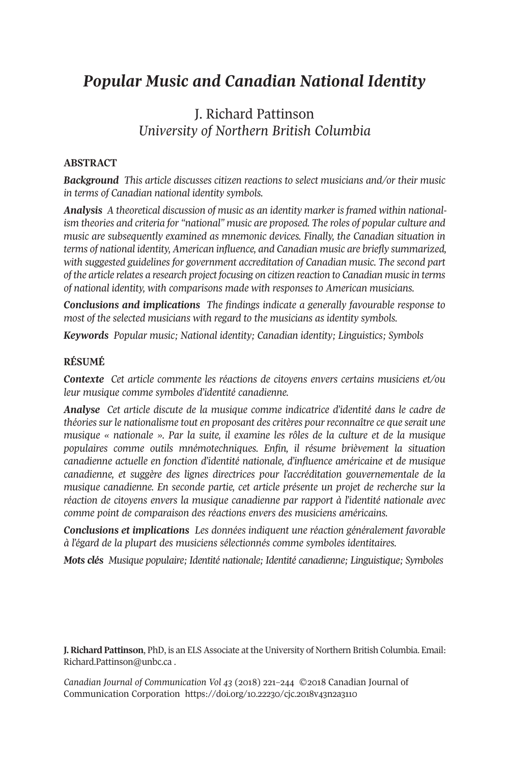# *Popular Music and Canadian National Identity*

J. Richard Pattinson
*University of Northern British Columbia*

## ABSTRACT

***Background*** *This article discusses citizen reactions to select musicians and/or their music in terms of Canadian national identity symbols.*

***Analysis*** *A theoretical discussion of music as an identity marker is framed within nationalism theories and criteria for "national" music are proposed. The roles of popular culture and music are subsequently examined as mnemonic devices. Finally, the Canadian situation in terms of national identity, American influence, and Canadian music are briefly summarized, with suggested guidelines for government accreditation of Canadian music. The second part of the article relates a research project focusing on citizen reaction to Canadian music in terms of national identity, with comparisons made with responses to American musicians.*

***Conclusions and implications*** *The findings indicate a generally favourable response to most of the selected musicians with regard to the musicians as identity symbols.*

***Keywords*** *Popular music; National identity; Canadian identity; Linguistics; Symbols*

## RÉSUMÉ

***Contexte*** *Cet article commente les réactions de citoyens envers certains musiciens et/ou leur musique comme symboles d'identité canadienne.*

***Analyse*** *Cet article discute de la musique comme indicatrice d'identité dans le cadre de théories sur le nationalisme tout en proposant des critères pour reconnaître ce que serait une musique « nationale ». Par la suite, il examine les rôles de la culture et de la musique populaires comme outils mnémotechniques. Enfin, il résume brièvement la situation canadienne actuelle en fonction d'identité nationale, d'influence américaine et de musique canadienne, et suggère des lignes directrices pour l'accréditation gouvernementale de la musique canadienne. En seconde partie, cet article présente un projet de recherche sur la réaction de citoyens envers la musique canadienne par rapport à l'identité nationale avec comme point de comparaison des réactions envers des musiciens américains.*

***Conclusions et implications*** *Les données indiquent une réaction généralement favorable à l'égard de la plupart des musiciens sélectionnés comme symboles identitaires.*

***Mots clés*** *Musique populaire; Identité nationale; Identité canadienne; Linguistique; Symboles*

**J. Richard Pattinson**, PhD, is an ELS Associate at the University of Northern British Columbia. Email: Richard.Pattinson@unbc.ca .

*Canadian Journal of Communication Vol 43* (2018) 221–244 ©2018 Canadian Journal of Communication Corporation https://doi.org/10.22230/cjc.2018v43n2a3110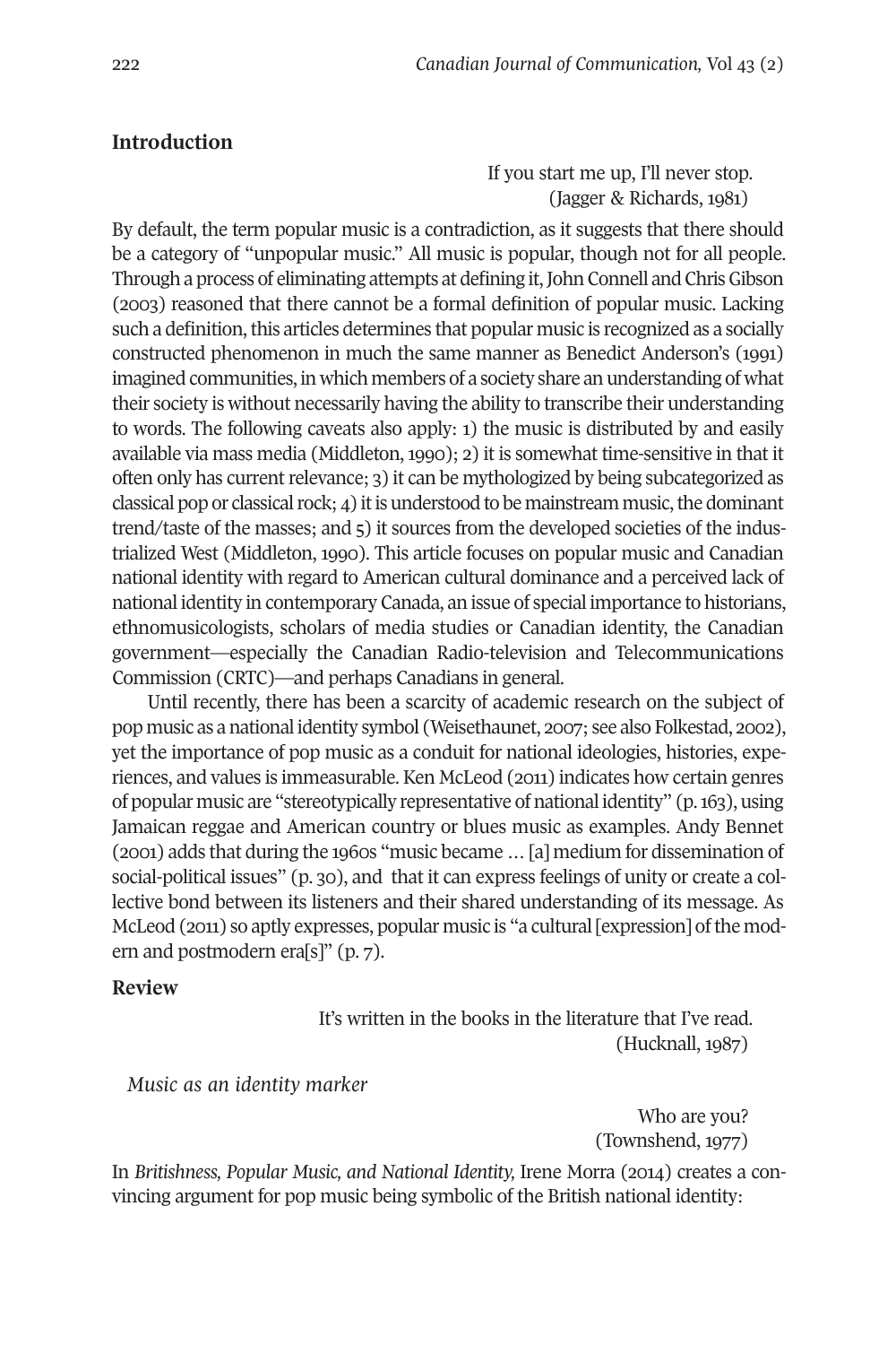## Introduction

> If you start me up, I'll never stop.
> (Jagger & Richards, 1981)

By default, the term popular music is a contradiction, as it suggests that there should be a category of "unpopular music." All music is popular, though not for all people. Through a process of eliminating attempts at defining it, John Connell and Chris Gibson (2003) reasoned that there cannot be a formal definition of popular music. Lacking such a definition, this articles determines that popular music is recognized as a socially constructed phenomenon in much the same manner as Benedict Anderson's (1991) imagined communities, in which members of a society share an understanding of what their society is without necessarily having the ability to transcribe their understanding to words. The following caveats also apply: 1) the music is distributed by and easily available via mass media (Middleton, 1990); 2) it is somewhat time-sensitive in that it often only has current relevance; 3) it can be mythologized by being subcategorized as classical pop or classical rock; 4) it is understood to be mainstream music, the dominant trend/taste of the masses; and 5) it sources from the developed societies of the industrialized West (Middleton, 1990). This article focuses on popular music and Canadian national identity with regard to American cultural dominance and a perceived lack of national identity in contemporary Canada, an issue of special importance to historians, ethnomusicologists, scholars of media studies or Canadian identity, the Canadian government—especially the Canadian Radio-television and Telecommunications Commission (CRTC)—and perhaps Canadians in general.

Until recently, there has been a scarcity of academic research on the subject of pop music as a national identity symbol (Weisethaunet, 2007; see also Folkestad, 2002), yet the importance of pop music as a conduit for national ideologies, histories, experiences, and values is immeasurable. Ken McLeod (2011) indicates how certain genres of popular music are "stereotypically representative of national identity" (p. 163), using Jamaican reggae and American country or blues music as examples. Andy Bennet (2001) adds that during the 1960s "music became … [a] medium for dissemination of social-political issues" (p. 30), and that it can express feelings of unity or create a collective bond between its listeners and their shared understanding of its message. As McLeod (2011) so aptly expresses, popular music is "a cultural [expression] of the modern and postmodern era[s]" (p. 7).

## Review

> It's written in the books in the literature that I've read.
> (Hucknall, 1987)

### *Music as an identity marker*

> Who are you?
> (Townshend, 1977)

In *Britishness, Popular Music, and National Identity,* Irene Morra (2014) creates a convincing argument for pop music being symbolic of the British national identity: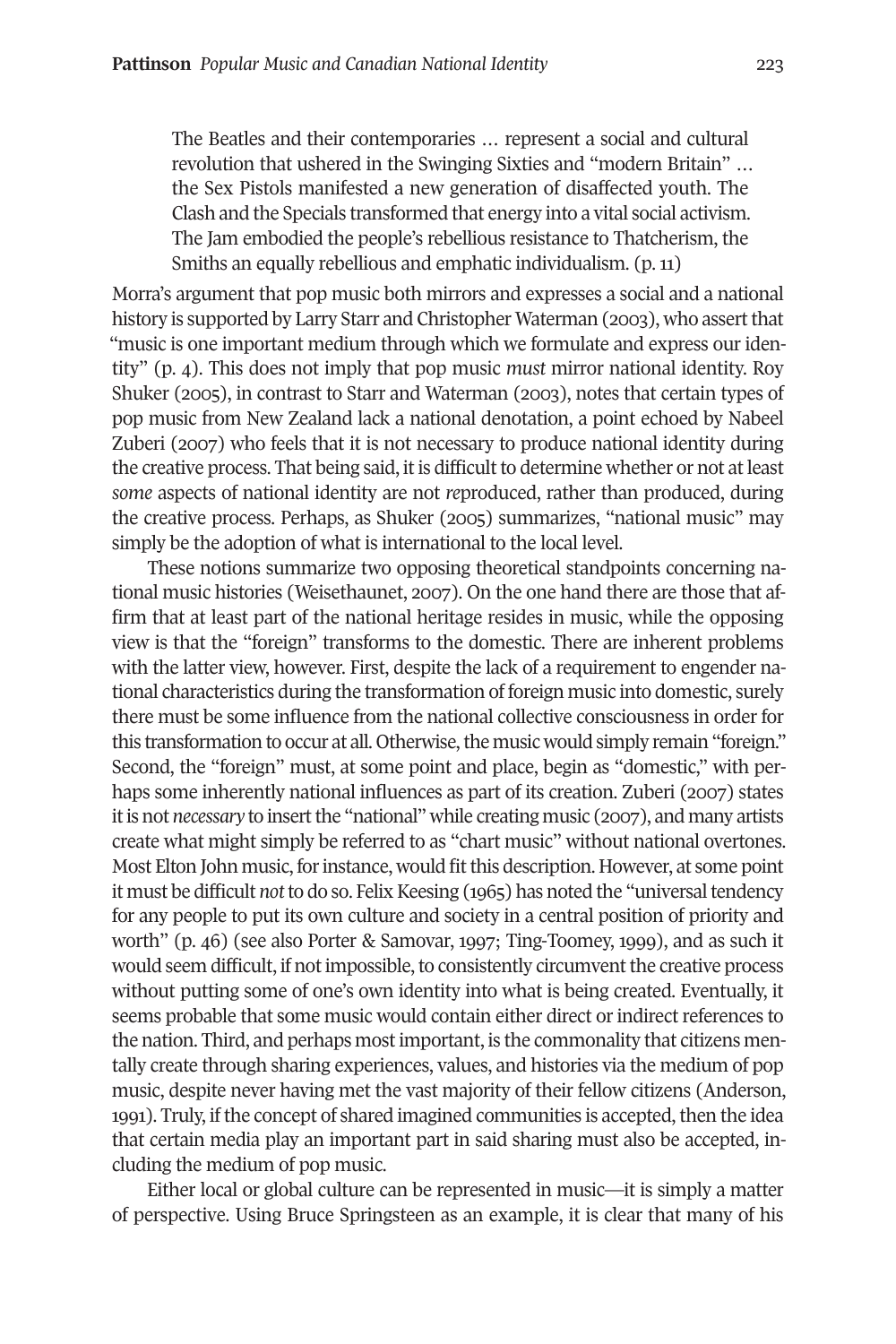> The Beatles and their contemporaries … represent a social and cultural revolution that ushered in the Swinging Sixties and "modern Britain" … the Sex Pistols manifested a new generation of disaffected youth. The Clash and the Specials transformed that energy into a vital social activism. The Jam embodied the people's rebellious resistance to Thatcherism, the Smiths an equally rebellious and emphatic individualism. (p. 11)

Morra's argument that pop music both mirrors and expresses a social and a national history is supported by Larry Starr and Christopher Waterman (2003), who assert that "music is one important medium through which we formulate and express our identity" (p. 4). This does not imply that pop music *must* mirror national identity. Roy Shuker (2005), in contrast to Starr and Waterman (2003), notes that certain types of pop music from New Zealand lack a national denotation, a point echoed by Nabeel Zuberi (2007) who feels that it is not necessary to produce national identity during the creative process. That being said, it is difficult to determine whether or not at least *some* aspects of national identity are not *re*produced, rather than produced, during the creative process. Perhaps, as Shuker (2005) summarizes, "national music" may simply be the adoption of what is international to the local level.

These notions summarize two opposing theoretical standpoints concerning national music histories (Weisethaunet, 2007). On the one hand there are those that affirm that at least part of the national heritage resides in music, while the opposing view is that the "foreign" transforms to the domestic. There are inherent problems with the latter view, however. First, despite the lack of a requirement to engender national characteristics during the transformation of foreign music into domestic, surely there must be some influence from the national collective consciousness in order for this transformation to occur at all. Otherwise, the music would simply remain "foreign." Second, the "foreign" must, at some point and place, begin as "domestic," with perhaps some inherently national influences as part of its creation. Zuberi (2007) states it is not *necessary* to insert the "national" while creating music (2007), and many artists create what might simply be referred to as "chart music" without national overtones. Most Elton John music, for instance, would fit this description. However, at some point it must be difficult *not* to do so. Felix Keesing (1965) has noted the "universal tendency for any people to put its own culture and society in a central position of priority and worth" (p. 46) (see also Porter & Samovar, 1997; Ting-Toomey, 1999), and as such it would seem difficult, if not impossible, to consistently circumvent the creative process without putting some of one's own identity into what is being created. Eventually, it seems probable that some music would contain either direct or indirect references to the nation. Third, and perhaps most important, is the commonality that citizens mentally create through sharing experiences, values, and histories via the medium of pop music, despite never having met the vast majority of their fellow citizens (Anderson, 1991). Truly, if the concept of shared imagined communities is accepted, then the idea that certain media play an important part in said sharing must also be accepted, including the medium of pop music.

Either local or global culture can be represented in music—it is simply a matter of perspective. Using Bruce Springsteen as an example, it is clear that many of his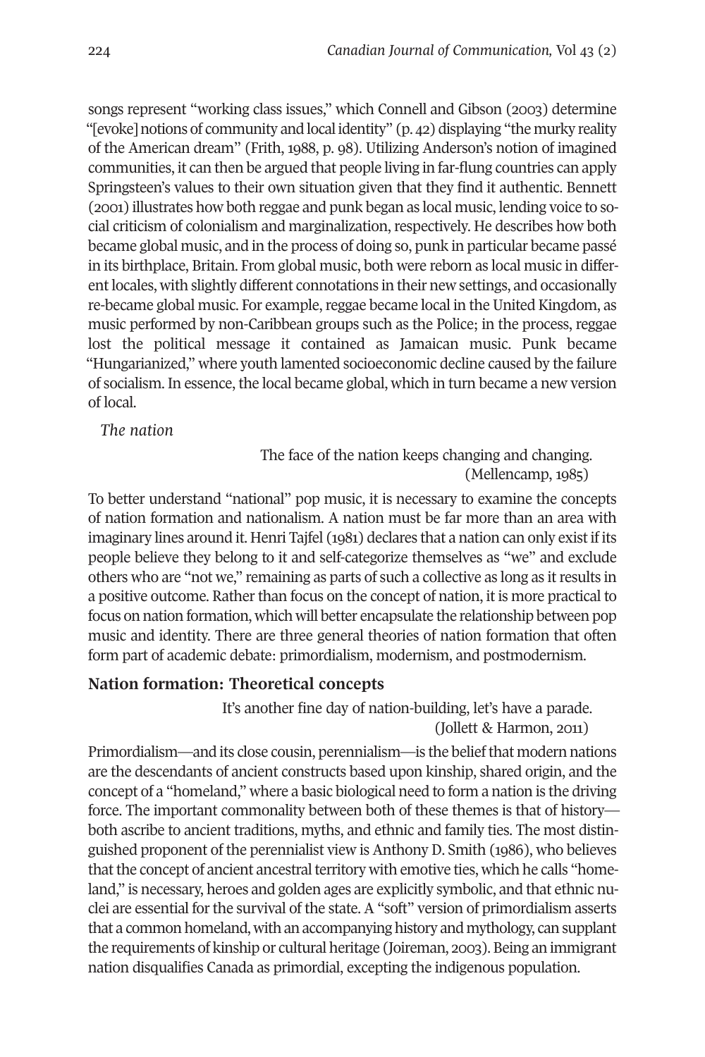songs represent "working class issues," which Connell and Gibson (2003) determine "[evoke] notions of community and local identity" (p. 42) displaying "the murky reality of the American dream" (Frith, 1988, p. 98). Utilizing Anderson's notion of imagined communities, it can then be argued that people living in far-flung countries can apply Springsteen's values to their own situation given that they find it authentic. Bennett (2001) illustrates how both reggae and punk began as local music, lending voice to social criticism of colonialism and marginalization, respectively. He describes how both became global music, and in the process of doing so, punk in particular became passé in its birthplace, Britain. From global music, both were reborn as local music in different locales, with slightly different connotations in their new settings, and occasionally re-became global music. For example, reggae became local in the United Kingdom, as music performed by non-Caribbean groups such as the Police; in the process, reggae lost the political message it contained as Jamaican music. Punk became "Hungarianized," where youth lamented socioeconomic decline caused by the failure of socialism. In essence, the local became global, which in turn became a new version of local.

*The nation*

> The face of the nation keeps changing and changing.
> (Mellencamp, 1985)

To better understand "national" pop music, it is necessary to examine the concepts of nation formation and nationalism. A nation must be far more than an area with imaginary lines around it. Henri Tajfel (1981) declares that a nation can only exist if its people believe they belong to it and self-categorize themselves as "we" and exclude others who are "not we," remaining as parts of such a collective as long as it results in a positive outcome. Rather than focus on the concept of nation, it is more practical to focus on nation formation, which will better encapsulate the relationship between pop music and identity. There are three general theories of nation formation that often form part of academic debate: primordialism, modernism, and postmodernism.

## Nation formation: Theoretical concepts

> It's another fine day of nation-building, let's have a parade.
> (Jollett & Harmon, 2011)

Primordialism—and its close cousin, perennialism—is the belief that modern nations are the descendants of ancient constructs based upon kinship, shared origin, and the concept of a "homeland," where a basic biological need to form a nation is the driving force. The important commonality between both of these themes is that of history—both ascribe to ancient traditions, myths, and ethnic and family ties. The most distinguished proponent of the perennialist view is Anthony D. Smith (1986), who believes that the concept of ancient ancestral territory with emotive ties, which he calls "homeland," is necessary, heroes and golden ages are explicitly symbolic, and that ethnic nuclei are essential for the survival of the state. A "soft" version of primordialism asserts that a common homeland, with an accompanying history and mythology, can supplant the requirements of kinship or cultural heritage (Joireman, 2003). Being an immigrant nation disqualifies Canada as primordial, excepting the indigenous population.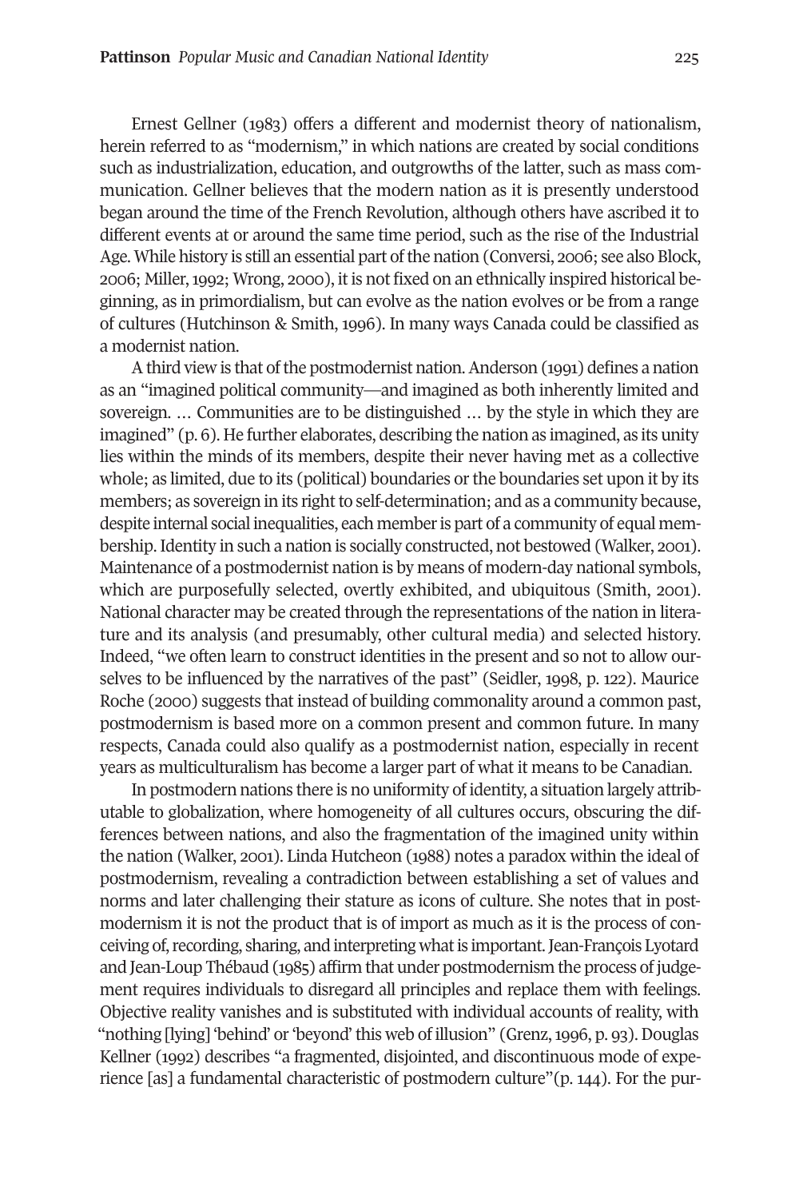Ernest Gellner (1983) offers a different and modernist theory of nationalism, herein referred to as "modernism," in which nations are created by social conditions such as industrialization, education, and outgrowths of the latter, such as mass communication. Gellner believes that the modern nation as it is presently understood began around the time of the French Revolution, although others have ascribed it to different events at or around the same time period, such as the rise of the Industrial Age. While history is still an essential part of the nation (Conversi, 2006; see also Block, 2006; Miller, 1992; Wrong, 2000), it is not fixed on an ethnically inspired historical beginning, as in primordialism, but can evolve as the nation evolves or be from a range of cultures (Hutchinson & Smith, 1996). In many ways Canada could be classified as a modernist nation.

A third view is that of the postmodernist nation. Anderson (1991) defines a nation as an "imagined political community—and imagined as both inherently limited and sovereign. … Communities are to be distinguished … by the style in which they are imagined" (p. 6). He further elaborates, describing the nation as imagined, as its unity lies within the minds of its members, despite their never having met as a collective whole; as limited, due to its (political) boundaries or the boundaries set upon it by its members; as sovereign in its right to self-determination; and as a community because, despite internal social inequalities, each member is part of a community of equal membership. Identity in such a nation is socially constructed, not bestowed (Walker, 2001). Maintenance of a postmodernist nation is by means of modern-day national symbols, which are purposefully selected, overtly exhibited, and ubiquitous (Smith, 2001). National character may be created through the representations of the nation in literature and its analysis (and presumably, other cultural media) and selected history. Indeed, "we often learn to construct identities in the present and so not to allow ourselves to be influenced by the narratives of the past" (Seidler, 1998, p. 122). Maurice Roche (2000) suggests that instead of building commonality around a common past, postmodernism is based more on a common present and common future. In many respects, Canada could also qualify as a postmodernist nation, especially in recent years as multiculturalism has become a larger part of what it means to be Canadian.

In postmodern nations there is no uniformity of identity, a situation largely attributable to globalization, where homogeneity of all cultures occurs, obscuring the differences between nations, and also the fragmentation of the imagined unity within the nation (Walker, 2001). Linda Hutcheon (1988) notes a paradox within the ideal of postmodernism, revealing a contradiction between establishing a set of values and norms and later challenging their stature as icons of culture. She notes that in postmodernism it is not the product that is of import as much as it is the process of conceiving of, recording, sharing, and interpreting what is important. Jean-François Lyotard and Jean-Loup Thébaud (1985) affirm that under postmodernism the process of judgement requires individuals to disregard all principles and replace them with feelings. Objective reality vanishes and is substituted with individual accounts of reality, with "nothing [lying] 'behind' or 'beyond' this web of illusion" (Grenz, 1996, p. 93). Douglas Kellner (1992) describes "a fragmented, disjointed, and discontinuous mode of experience [as] a fundamental characteristic of postmodern culture"(p. 144). For the pur-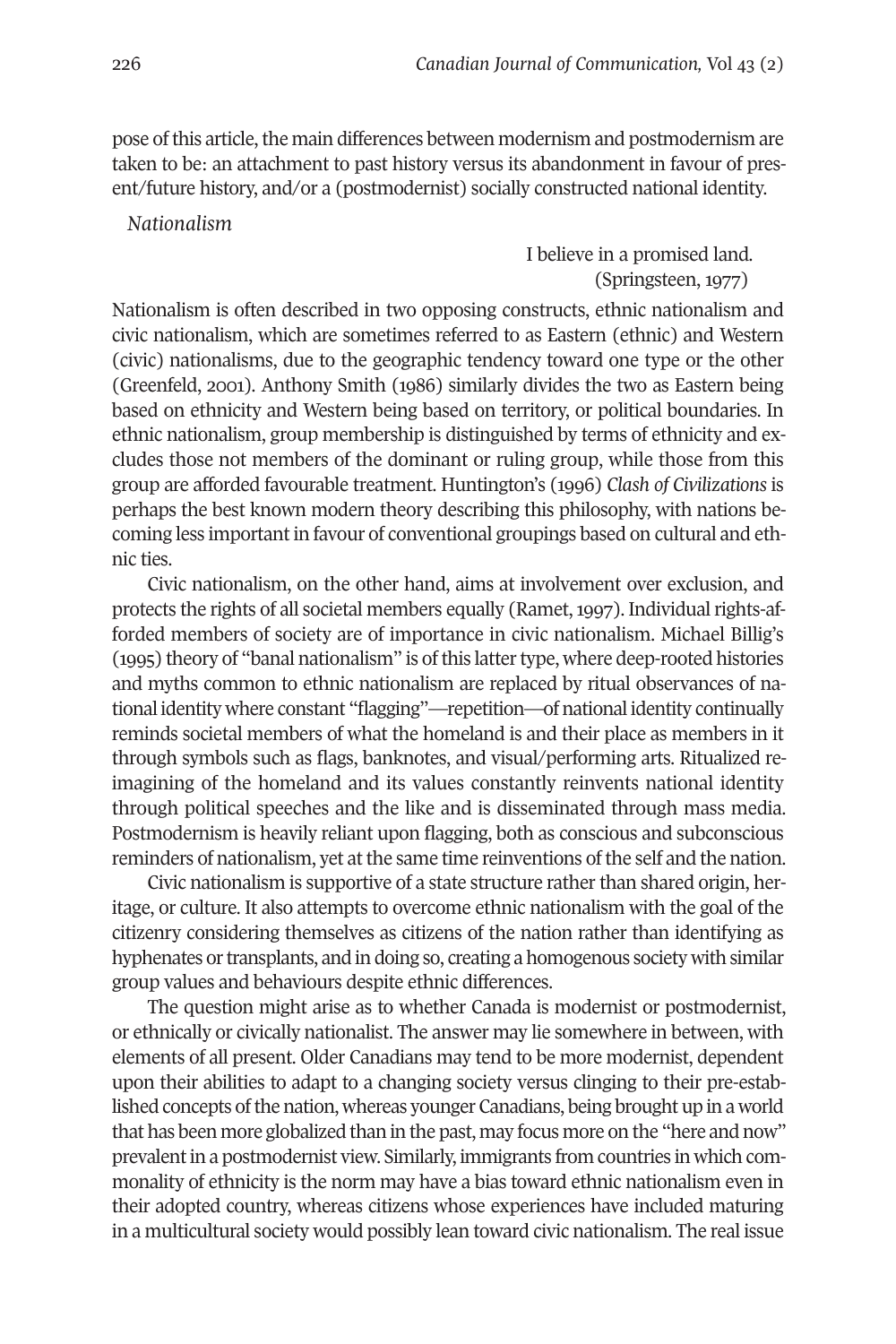pose of this article, the main differences between modernism and postmodernism are taken to be: an attachment to past history versus its abandonment in favour of present/future history, and/or a (postmodernist) socially constructed national identity.

*Nationalism*

> I believe in a promised land.
> (Springsteen, 1977)

Nationalism is often described in two opposing constructs, ethnic nationalism and civic nationalism, which are sometimes referred to as Eastern (ethnic) and Western (civic) nationalisms, due to the geographic tendency toward one type or the other (Greenfeld, 2001). Anthony Smith (1986) similarly divides the two as Eastern being based on ethnicity and Western being based on territory, or political boundaries. In ethnic nationalism, group membership is distinguished by terms of ethnicity and excludes those not members of the dominant or ruling group, while those from this group are afforded favourable treatment. Huntington's (1996) *Clash of Civilizations* is perhaps the best known modern theory describing this philosophy, with nations becoming less important in favour of conventional groupings based on cultural and ethnic ties.

Civic nationalism, on the other hand, aims at involvement over exclusion, and protects the rights of all societal members equally (Ramet, 1997). Individual rights-afforded members of society are of importance in civic nationalism. Michael Billig's (1995) theory of "banal nationalism" is of this latter type, where deep-rooted histories and myths common to ethnic nationalism are replaced by ritual observances of national identity where constant "flagging"—repetition—of national identity continually reminds societal members of what the homeland is and their place as members in it through symbols such as flags, banknotes, and visual/performing arts. Ritualized reimagining of the homeland and its values constantly reinvents national identity through political speeches and the like and is disseminated through mass media. Postmodernism is heavily reliant upon flagging, both as conscious and subconscious reminders of nationalism, yet at the same time reinventions of the self and the nation.

Civic nationalism is supportive of a state structure rather than shared origin, heritage, or culture. It also attempts to overcome ethnic nationalism with the goal of the citizenry considering themselves as citizens of the nation rather than identifying as hyphenates or transplants, and in doing so, creating a homogenous society with similar group values and behaviours despite ethnic differences.

The question might arise as to whether Canada is modernist or postmodernist, or ethnically or civically nationalist. The answer may lie somewhere in between, with elements of all present. Older Canadians may tend to be more modernist, dependent upon their abilities to adapt to a changing society versus clinging to their pre-established concepts of the nation, whereas younger Canadians, being brought up in a world that has been more globalized than in the past, may focus more on the "here and now" prevalent in a postmodernist view. Similarly, immigrants from countries in which commonality of ethnicity is the norm may have a bias toward ethnic nationalism even in their adopted country, whereas citizens whose experiences have included maturing in a multicultural society would possibly lean toward civic nationalism. The real issue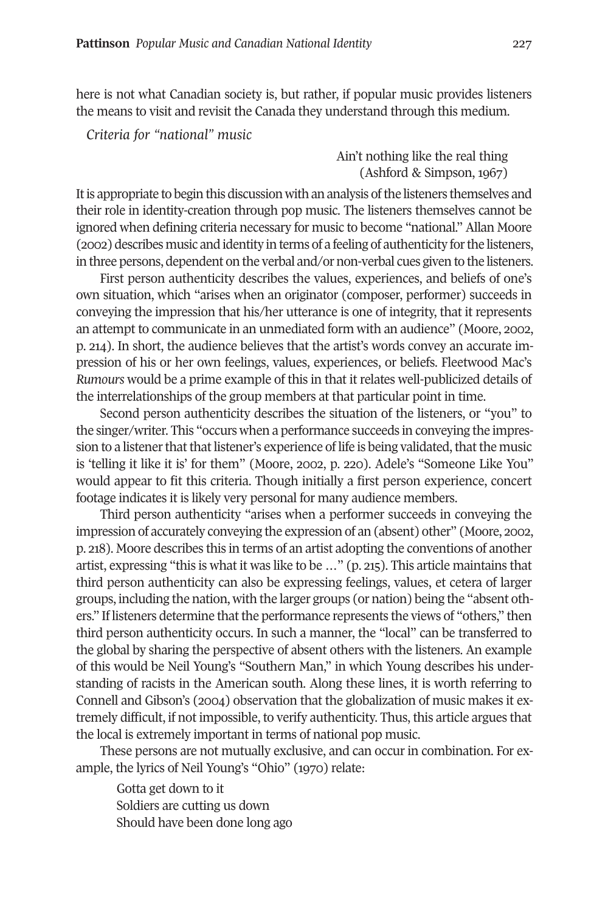here is not what Canadian society is, but rather, if popular music provides listeners the means to visit and revisit the Canada they understand through this medium.

### *Criteria for "national" music*

> Ain't nothing like the real thing
> (Ashford & Simpson, 1967)

It is appropriate to begin this discussion with an analysis of the listeners themselves and their role in identity-creation through pop music. The listeners themselves cannot be ignored when defining criteria necessary for music to become "national." Allan Moore (2002) describes music and identity in terms of a feeling of authenticity for the listeners, in three persons, dependent on the verbal and/or non-verbal cues given to the listeners.

First person authenticity describes the values, experiences, and beliefs of one's own situation, which "arises when an originator (composer, performer) succeeds in conveying the impression that his/her utterance is one of integrity, that it represents an attempt to communicate in an unmediated form with an audience" (Moore, 2002, p. 214). In short, the audience believes that the artist's words convey an accurate impression of his or her own feelings, values, experiences, or beliefs. Fleetwood Mac's *Rumours* would be a prime example of this in that it relates well-publicized details of the interrelationships of the group members at that particular point in time.

Second person authenticity describes the situation of the listeners, or "you" to the singer/writer. This "occurs when a performance succeeds in conveying the impression to a listener that that listener's experience of life is being validated, that the music is 'telling it like it is' for them" (Moore, 2002, p. 220). Adele's "Someone Like You" would appear to fit this criteria. Though initially a first person experience, concert footage indicates it is likely very personal for many audience members.

Third person authenticity "arises when a performer succeeds in conveying the impression of accurately conveying the expression of an (absent) other" (Moore, 2002, p. 218). Moore describes this in terms of an artist adopting the conventions of another artist, expressing "this is what it was like to be …" (p. 215). This article maintains that third person authenticity can also be expressing feelings, values, et cetera of larger groups, including the nation, with the larger groups (or nation) being the "absent others." If listeners determine that the performance represents the views of "others," then third person authenticity occurs. In such a manner, the "local" can be transferred to the global by sharing the perspective of absent others with the listeners. An example of this would be Neil Young's "Southern Man," in which Young describes his understanding of racists in the American south. Along these lines, it is worth referring to Connell and Gibson's (2004) observation that the globalization of music makes it extremely difficult, if not impossible, to verify authenticity. Thus, this article argues that the local is extremely important in terms of national pop music.

These persons are not mutually exclusive, and can occur in combination. For example, the lyrics of Neil Young's "Ohio" (1970) relate:

> Gotta get down to it
> Soldiers are cutting us down
> Should have been done long ago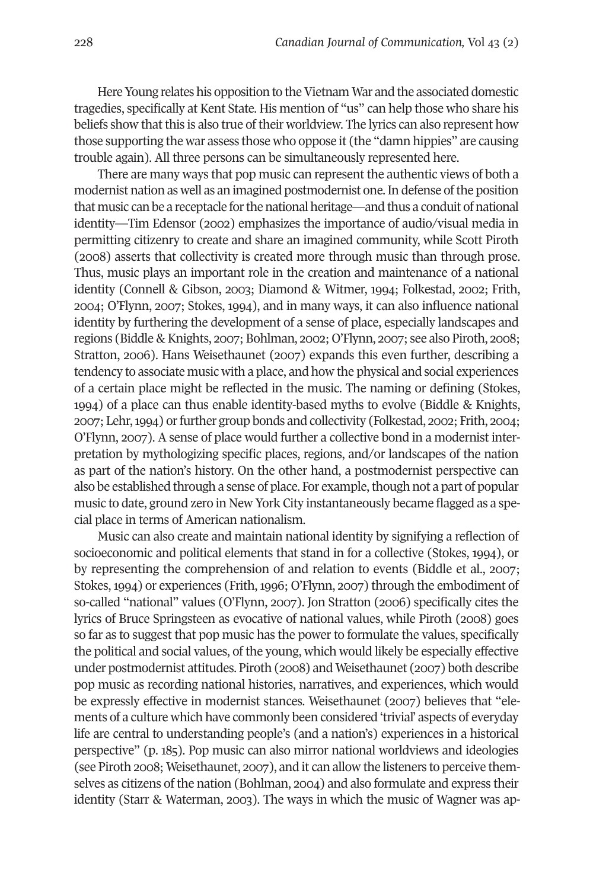Here Young relates his opposition to the Vietnam War and the associated domestic tragedies, specifically at Kent State. His mention of "us" can help those who share his beliefs show that this is also true of their worldview. The lyrics can also represent how those supporting the war assess those who oppose it (the "damn hippies" are causing trouble again). All three persons can be simultaneously represented here.

There are many ways that pop music can represent the authentic views of both a modernist nation as well as an imagined postmodernist one. In defense of the position that music can be a receptacle for the national heritage—and thus a conduit of national identity—Tim Edensor (2002) emphasizes the importance of audio/visual media in permitting citizenry to create and share an imagined community, while Scott Piroth (2008) asserts that collectivity is created more through music than through prose. Thus, music plays an important role in the creation and maintenance of a national identity (Connell & Gibson, 2003; Diamond & Witmer, 1994; Folkestad, 2002; Frith, 2004; O'Flynn, 2007; Stokes, 1994), and in many ways, it can also influence national identity by furthering the development of a sense of place, especially landscapes and regions (Biddle & Knights, 2007; Bohlman, 2002; O'Flynn, 2007; see also Piroth, 2008; Stratton, 2006). Hans Weisethaunet (2007) expands this even further, describing a tendency to associate music with a place, and how the physical and social experiences of a certain place might be reflected in the music. The naming or defining (Stokes, 1994) of a place can thus enable identity-based myths to evolve (Biddle & Knights, 2007; Lehr, 1994) or further group bonds and collectivity (Folkestad, 2002; Frith, 2004; O'Flynn, 2007). A sense of place would further a collective bond in a modernist interpretation by mythologizing specific places, regions, and/or landscapes of the nation as part of the nation's history. On the other hand, a postmodernist perspective can also be established through a sense of place. For example, though not a part of popular music to date, ground zero in New York City instantaneously became flagged as a special place in terms of American nationalism.

Music can also create and maintain national identity by signifying a reflection of socioeconomic and political elements that stand in for a collective (Stokes, 1994), or by representing the comprehension of and relation to events (Biddle et al., 2007; Stokes, 1994) or experiences (Frith, 1996; O'Flynn, 2007) through the embodiment of so-called "national" values (O'Flynn, 2007). Jon Stratton (2006) specifically cites the lyrics of Bruce Springsteen as evocative of national values, while Piroth (2008) goes so far as to suggest that pop music has the power to formulate the values, specifically the political and social values, of the young, which would likely be especially effective under postmodernist attitudes. Piroth (2008) and Weisethaunet (2007) both describe pop music as recording national histories, narratives, and experiences, which would be expressly effective in modernist stances. Weisethaunet (2007) believes that "elements of a culture which have commonly been considered 'trivial' aspects of everyday life are central to understanding people's (and a nation's) experiences in a historical perspective" (p. 185). Pop music can also mirror national worldviews and ideologies (see Piroth 2008; Weisethaunet, 2007), and it can allow the listeners to perceive themselves as citizens of the nation (Bohlman, 2004) and also formulate and express their identity (Starr & Waterman, 2003). The ways in which the music of Wagner was ap-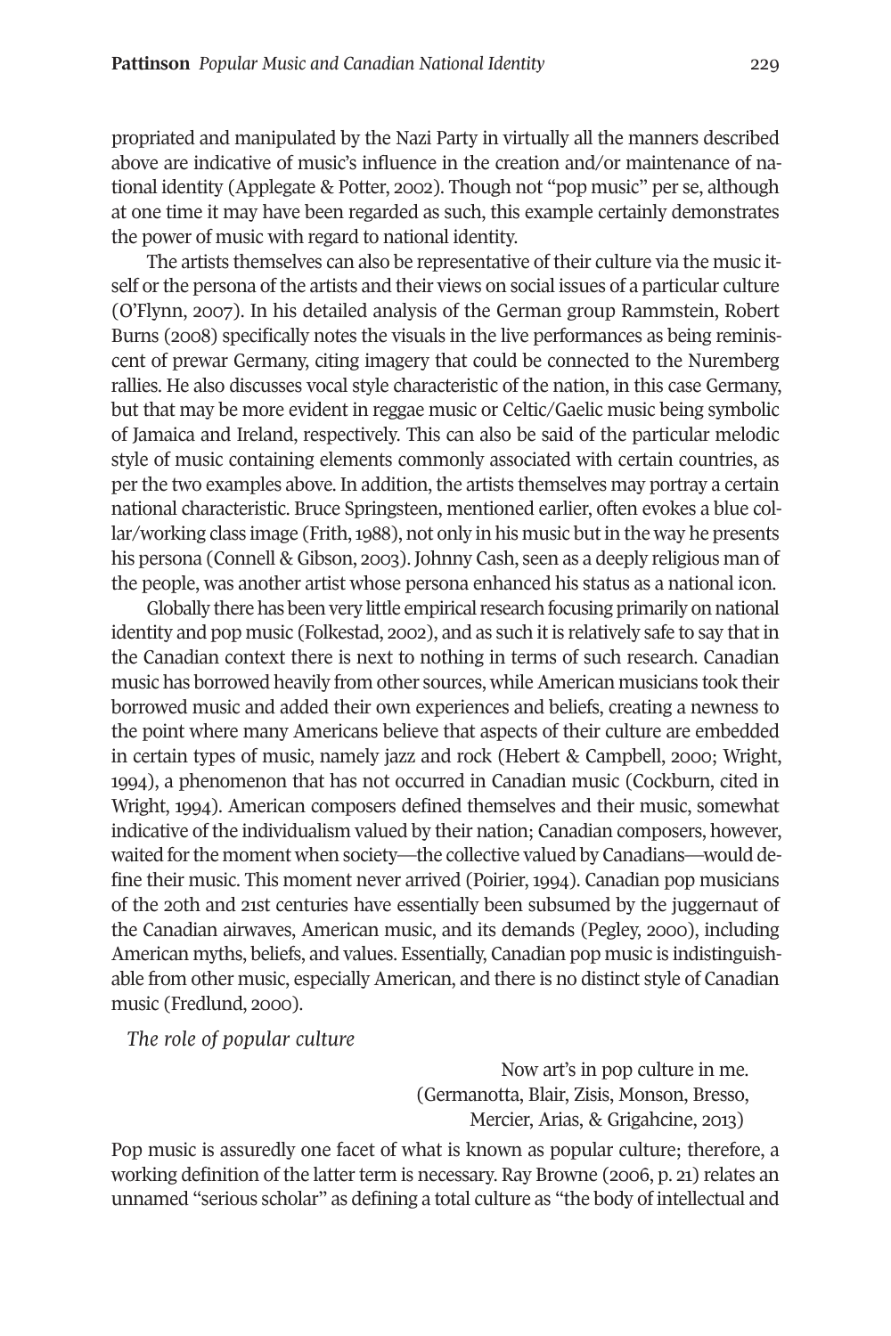propriated and manipulated by the Nazi Party in virtually all the manners described above are indicative of music's influence in the creation and/or maintenance of national identity (Applegate & Potter, 2002). Though not "pop music" per se, although at one time it may have been regarded as such, this example certainly demonstrates the power of music with regard to national identity.

The artists themselves can also be representative of their culture via the music itself or the persona of the artists and their views on social issues of a particular culture (O'Flynn, 2007). In his detailed analysis of the German group Rammstein, Robert Burns (2008) specifically notes the visuals in the live performances as being reminiscent of prewar Germany, citing imagery that could be connected to the Nuremberg rallies. He also discusses vocal style characteristic of the nation, in this case Germany, but that may be more evident in reggae music or Celtic/Gaelic music being symbolic of Jamaica and Ireland, respectively. This can also be said of the particular melodic style of music containing elements commonly associated with certain countries, as per the two examples above. In addition, the artists themselves may portray a certain national characteristic. Bruce Springsteen, mentioned earlier, often evokes a blue collar/working class image (Frith, 1988), not only in his music but in the way he presents his persona (Connell & Gibson, 2003). Johnny Cash, seen as a deeply religious man of the people, was another artist whose persona enhanced his status as a national icon.

Globally there has been very little empirical research focusing primarily on national identity and pop music (Folkestad, 2002), and as such it is relatively safe to say that in the Canadian context there is next to nothing in terms of such research. Canadian music has borrowed heavily from other sources, while American musicians took their borrowed music and added their own experiences and beliefs, creating a newness to the point where many Americans believe that aspects of their culture are embedded in certain types of music, namely jazz and rock (Hebert & Campbell, 2000; Wright, 1994), a phenomenon that has not occurred in Canadian music (Cockburn, cited in Wright, 1994). American composers defined themselves and their music, somewhat indicative of the individualism valued by their nation; Canadian composers, however, waited for the moment when society—the collective valued by Canadians—would define their music. This moment never arrived (Poirier, 1994). Canadian pop musicians of the 20th and 21st centuries have essentially been subsumed by the juggernaut of the Canadian airwaves, American music, and its demands (Pegley, 2000), including American myths, beliefs, and values. Essentially, Canadian pop music is indistinguishable from other music, especially American, and there is no distinct style of Canadian music (Fredlund, 2000).

### *The role of popular culture*

> Now art's in pop culture in me.
> (Germanotta, Blair, Zisis, Monson, Bresso, Mercier, Arias, & Grigahcine, 2013)

Pop music is assuredly one facet of what is known as popular culture; therefore, a working definition of the latter term is necessary. Ray Browne (2006, p. 21) relates an unnamed "serious scholar" as defining a total culture as "the body of intellectual and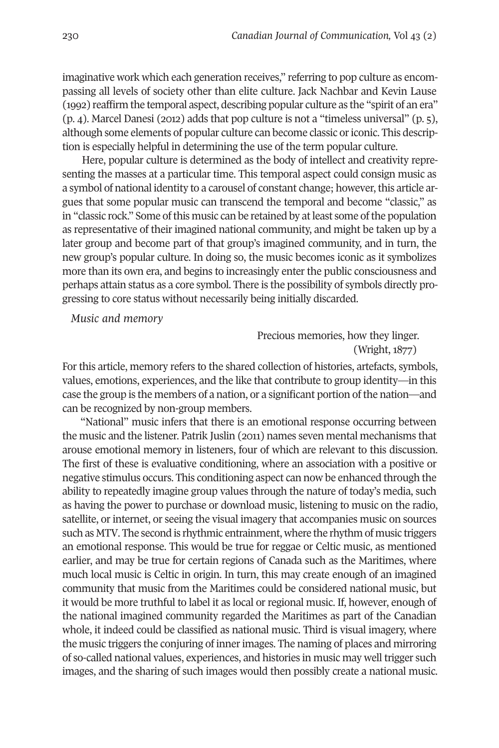imaginative work which each generation receives," referring to pop culture as encompassing all levels of society other than elite culture. Jack Nachbar and Kevin Lause (1992) reaffirm the temporal aspect, describing popular culture as the "spirit of an era" (p. 4). Marcel Danesi (2012) adds that pop culture is not a "timeless universal" (p. 5), although some elements of popular culture can become classic or iconic. This description is especially helpful in determining the use of the term popular culture.

Here, popular culture is determined as the body of intellect and creativity representing the masses at a particular time. This temporal aspect could consign music as a symbol of national identity to a carousel of constant change; however, this article argues that some popular music can transcend the temporal and become "classic," as in "classic rock." Some of this music can be retained by at least some of the population as representative of their imagined national community, and might be taken up by a later group and become part of that group's imagined community, and in turn, the new group's popular culture. In doing so, the music becomes iconic as it symbolizes more than its own era, and begins to increasingly enter the public consciousness and perhaps attain status as a core symbol. There is the possibility of symbols directly progressing to core status without necessarily being initially discarded.

*Music and memory*

> Precious memories, how they linger.
> (Wright, 1877)

For this article, memory refers to the shared collection of histories, artefacts, symbols, values, emotions, experiences, and the like that contribute to group identity—in this case the group is the members of a nation, or a significant portion of the nation—and can be recognized by non-group members.

"National" music infers that there is an emotional response occurring between the music and the listener. Patrik Juslin (2011) names seven mental mechanisms that arouse emotional memory in listeners, four of which are relevant to this discussion. The first of these is evaluative conditioning, where an association with a positive or negative stimulus occurs. This conditioning aspect can now be enhanced through the ability to repeatedly imagine group values through the nature of today's media, such as having the power to purchase or download music, listening to music on the radio, satellite, or internet, or seeing the visual imagery that accompanies music on sources such as MTV. The second is rhythmic entrainment, where the rhythm of music triggers an emotional response. This would be true for reggae or Celtic music, as mentioned earlier, and may be true for certain regions of Canada such as the Maritimes, where much local music is Celtic in origin. In turn, this may create enough of an imagined community that music from the Maritimes could be considered national music, but it would be more truthful to label it as local or regional music. If, however, enough of the national imagined community regarded the Maritimes as part of the Canadian whole, it indeed could be classified as national music. Third is visual imagery, where the music triggers the conjuring of inner images. The naming of places and mirroring of so-called national values, experiences, and histories in music may well trigger such images, and the sharing of such images would then possibly create a national music.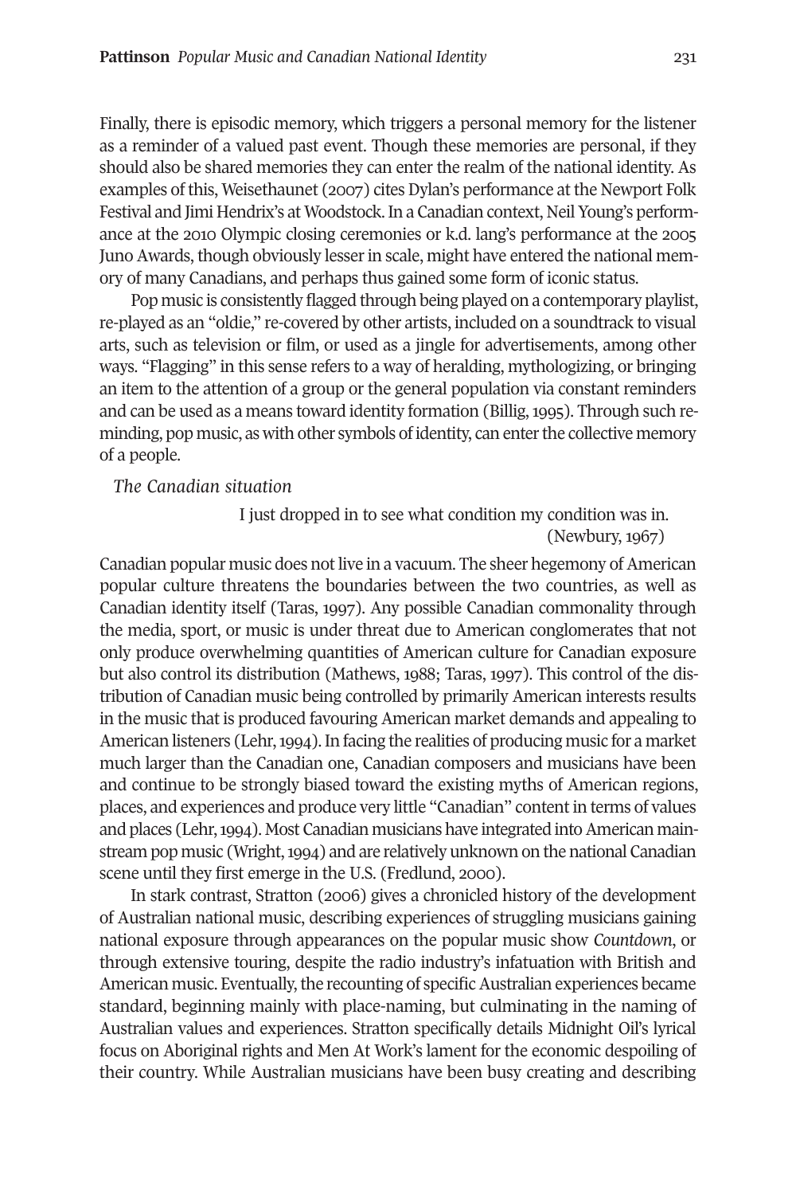Finally, there is episodic memory, which triggers a personal memory for the listener as a reminder of a valued past event. Though these memories are personal, if they should also be shared memories they can enter the realm of the national identity. As examples of this, Weisethaunet (2007) cites Dylan's performance at the Newport Folk Festival and Jimi Hendrix's at Woodstock. In a Canadian context, Neil Young's performance at the 2010 Olympic closing ceremonies or k.d. lang's performance at the 2005 Juno Awards, though obviously lesser in scale, might have entered the national memory of many Canadians, and perhaps thus gained some form of iconic status.

Pop music is consistently flagged through being played on a contemporary playlist, re-played as an "oldie," re-covered by other artists, included on a soundtrack to visual arts, such as television or film, or used as a jingle for advertisements, among other ways. "Flagging" in this sense refers to a way of heralding, mythologizing, or bringing an item to the attention of a group or the general population via constant reminders and can be used as a means toward identity formation (Billig, 1995). Through such reminding, pop music, as with other symbols of identity, can enter the collective memory of a people.

*The Canadian situation*

> I just dropped in to see what condition my condition was in.
> (Newbury, 1967)

Canadian popular music does not live in a vacuum. The sheer hegemony of American popular culture threatens the boundaries between the two countries, as well as Canadian identity itself (Taras, 1997). Any possible Canadian commonality through the media, sport, or music is under threat due to American conglomerates that not only produce overwhelming quantities of American culture for Canadian exposure but also control its distribution (Mathews, 1988; Taras, 1997). This control of the distribution of Canadian music being controlled by primarily American interests results in the music that is produced favouring American market demands and appealing to American listeners (Lehr, 1994). In facing the realities of producing music for a market much larger than the Canadian one, Canadian composers and musicians have been and continue to be strongly biased toward the existing myths of American regions, places, and experiences and produce very little "Canadian" content in terms of values and places (Lehr, 1994). Most Canadian musicians have integrated into American mainstream pop music (Wright, 1994) and are relatively unknown on the national Canadian scene until they first emerge in the U.S. (Fredlund, 2000).

In stark contrast, Stratton (2006) gives a chronicled history of the development of Australian national music, describing experiences of struggling musicians gaining national exposure through appearances on the popular music show *Countdown*, or through extensive touring, despite the radio industry's infatuation with British and American music. Eventually, the recounting of specific Australian experiences became standard, beginning mainly with place-naming, but culminating in the naming of Australian values and experiences. Stratton specifically details Midnight Oil's lyrical focus on Aboriginal rights and Men At Work's lament for the economic despoiling of their country. While Australian musicians have been busy creating and describing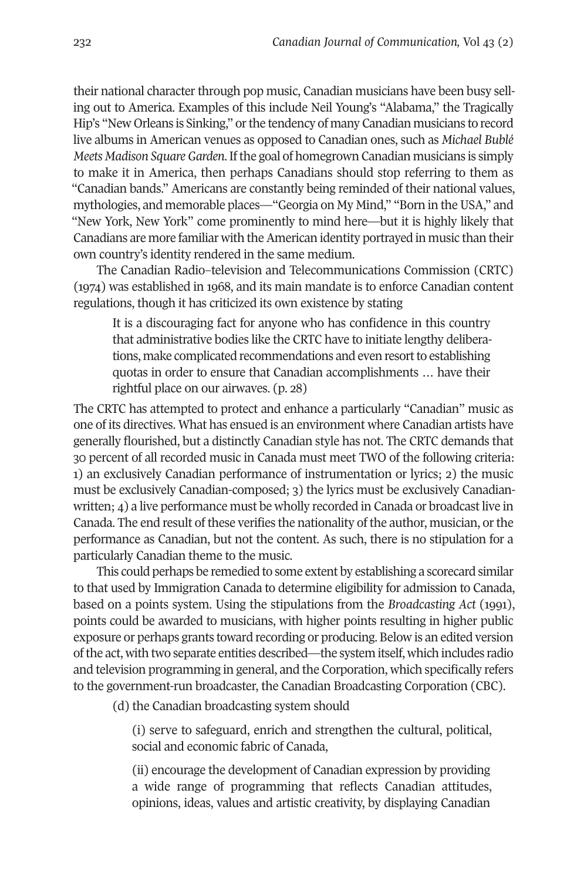their national character through pop music, Canadian musicians have been busy selling out to America. Examples of this include Neil Young's "Alabama," the Tragically Hip's "New Orleans is Sinking," or the tendency of many Canadian musicians to record live albums in American venues as opposed to Canadian ones, such as *Michael Bublé Meets Madison Square Garden*. If the goal of homegrown Canadian musicians is simply to make it in America, then perhaps Canadians should stop referring to them as "Canadian bands." Americans are constantly being reminded of their national values, mythologies, and memorable places—"Georgia on My Mind," "Born in the USA," and "New York, New York" come prominently to mind here—but it is highly likely that Canadians are more familiar with the American identity portrayed in music than their own country's identity rendered in the same medium.

The Canadian Radio–television and Telecommunications Commission (CRTC) (1974) was established in 1968, and its main mandate is to enforce Canadian content regulations, though it has criticized its own existence by stating

> It is a discouraging fact for anyone who has confidence in this country that administrative bodies like the CRTC have to initiate lengthy deliberations, make complicated recommendations and even resort to establishing quotas in order to ensure that Canadian accomplishments … have their rightful place on our airwaves. (p. 28)

The CRTC has attempted to protect and enhance a particularly "Canadian" music as one of its directives. What has ensued is an environment where Canadian artists have generally flourished, but a distinctly Canadian style has not. The CRTC demands that 30 percent of all recorded music in Canada must meet TWO of the following criteria: 1) an exclusively Canadian performance of instrumentation or lyrics; 2) the music must be exclusively Canadian-composed; 3) the lyrics must be exclusively Canadian-written; 4) a live performance must be wholly recorded in Canada or broadcast live in Canada. The end result of these verifies the nationality of the author, musician, or the performance as Canadian, but not the content. As such, there is no stipulation for a particularly Canadian theme to the music.

This could perhaps be remedied to some extent by establishing a scorecard similar to that used by Immigration Canada to determine eligibility for admission to Canada, based on a points system. Using the stipulations from the *Broadcasting Act* (1991), points could be awarded to musicians, with higher points resulting in higher public exposure or perhaps grants toward recording or producing. Below is an edited version of the act, with two separate entities described—the system itself, which includes radio and television programming in general, and the Corporation, which specifically refers to the government-run broadcaster, the Canadian Broadcasting Corporation (CBC).

> (d) the Canadian broadcasting system should
>
> > (i) serve to safeguard, enrich and strengthen the cultural, political, social and economic fabric of Canada,
> >
> > (ii) encourage the development of Canadian expression by providing a wide range of programming that reflects Canadian attitudes, opinions, ideas, values and artistic creativity, by displaying Canadian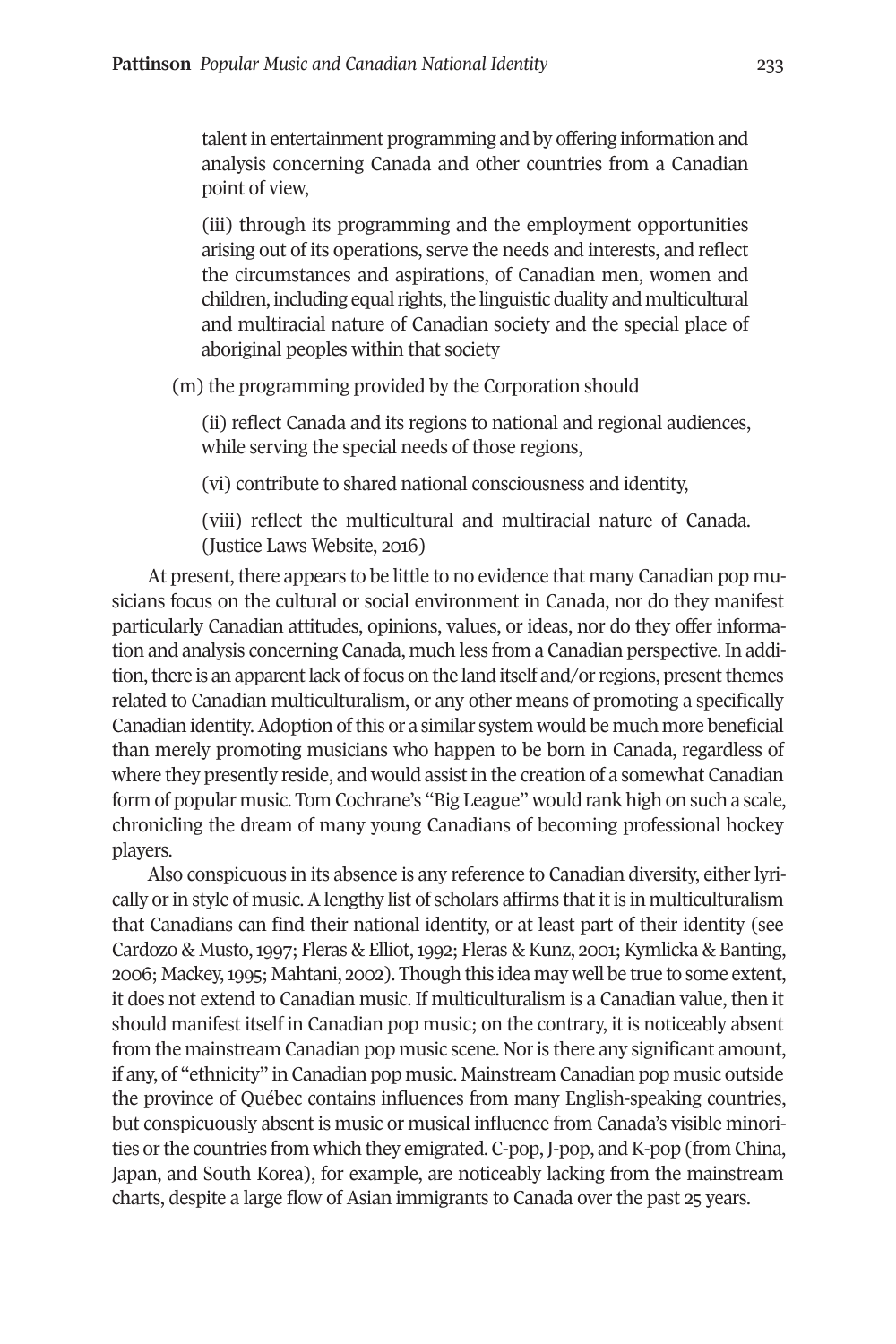talent in entertainment programming and by offering information and analysis concerning Canada and other countries from a Canadian point of view,

(iii) through its programming and the employment opportunities arising out of its operations, serve the needs and interests, and reflect the circumstances and aspirations, of Canadian men, women and children, including equal rights, the linguistic duality and multicultural and multiracial nature of Canadian society and the special place of aboriginal peoples within that society

(m) the programming provided by the Corporation should

(ii) reflect Canada and its regions to national and regional audiences, while serving the special needs of those regions,

(vi) contribute to shared national consciousness and identity,

(viii) reflect the multicultural and multiracial nature of Canada. (Justice Laws Website, 2016)

At present, there appears to be little to no evidence that many Canadian pop musicians focus on the cultural or social environment in Canada, nor do they manifest particularly Canadian attitudes, opinions, values, or ideas, nor do they offer information and analysis concerning Canada, much less from a Canadian perspective. In addition, there is an apparent lack of focus on the land itself and/or regions, present themes related to Canadian multiculturalism, or any other means of promoting a specifically Canadian identity. Adoption of this or a similar system would be much more beneficial than merely promoting musicians who happen to be born in Canada, regardless of where they presently reside, and would assist in the creation of a somewhat Canadian form of popular music. Tom Cochrane's "Big League" would rank high on such a scale, chronicling the dream of many young Canadians of becoming professional hockey players.

Also conspicuous in its absence is any reference to Canadian diversity, either lyrically or in style of music. A lengthy list of scholars affirms that it is in multiculturalism that Canadians can find their national identity, or at least part of their identity (see Cardozo & Musto, 1997; Fleras & Elliot, 1992; Fleras & Kunz, 2001; Kymlicka & Banting, 2006; Mackey, 1995; Mahtani, 2002). Though this idea may well be true to some extent, it does not extend to Canadian music. If multiculturalism is a Canadian value, then it should manifest itself in Canadian pop music; on the contrary, it is noticeably absent from the mainstream Canadian pop music scene. Nor is there any significant amount, if any, of "ethnicity" in Canadian pop music. Mainstream Canadian pop music outside the province of Québec contains influences from many English-speaking countries, but conspicuously absent is music or musical influence from Canada's visible minorities or the countries from which they emigrated. C-pop, J-pop, and K-pop (from China, Japan, and South Korea), for example, are noticeably lacking from the mainstream charts, despite a large flow of Asian immigrants to Canada over the past 25 years.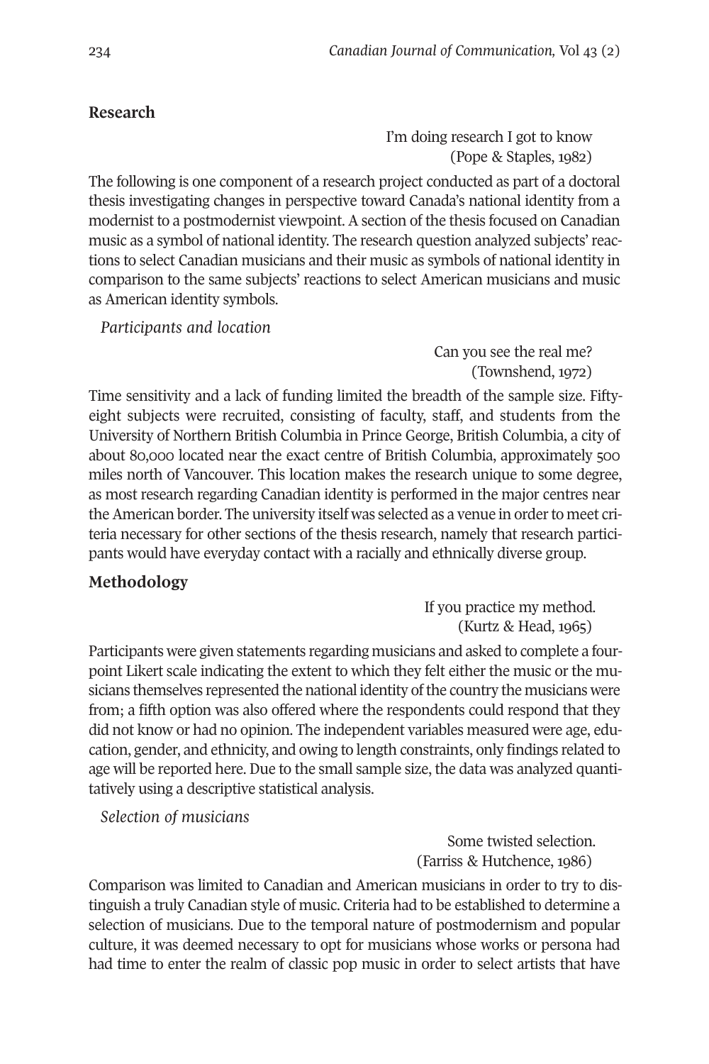## Research

> I'm doing research I got to know
> (Pope & Staples, 1982)

The following is one component of a research project conducted as part of a doctoral thesis investigating changes in perspective toward Canada's national identity from a modernist to a postmodernist viewpoint. A section of the thesis focused on Canadian music as a symbol of national identity. The research question analyzed subjects' reactions to select Canadian musicians and their music as symbols of national identity in comparison to the same subjects' reactions to select American musicians and music as American identity symbols.

### *Participants and location*

> Can you see the real me?
> (Townshend, 1972)

Time sensitivity and a lack of funding limited the breadth of the sample size. Fifty-eight subjects were recruited, consisting of faculty, staff, and students from the University of Northern British Columbia in Prince George, British Columbia, a city of about 80,000 located near the exact centre of British Columbia, approximately 500 miles north of Vancouver. This location makes the research unique to some degree, as most research regarding Canadian identity is performed in the major centres near the American border. The university itself was selected as a venue in order to meet criteria necessary for other sections of the thesis research, namely that research participants would have everyday contact with a racially and ethnically diverse group.

## Methodology

> If you practice my method.
> (Kurtz & Head, 1965)

Participants were given statements regarding musicians and asked to complete a four-point Likert scale indicating the extent to which they felt either the music or the musicians themselves represented the national identity of the country the musicians were from; a fifth option was also offered where the respondents could respond that they did not know or had no opinion. The independent variables measured were age, education, gender, and ethnicity, and owing to length constraints, only findings related to age will be reported here. Due to the small sample size, the data was analyzed quantitatively using a descriptive statistical analysis.

### *Selection of musicians*

> Some twisted selection.
> (Farriss & Hutchence, 1986)

Comparison was limited to Canadian and American musicians in order to try to distinguish a truly Canadian style of music. Criteria had to be established to determine a selection of musicians. Due to the temporal nature of postmodernism and popular culture, it was deemed necessary to opt for musicians whose works or persona had had time to enter the realm of classic pop music in order to select artists that have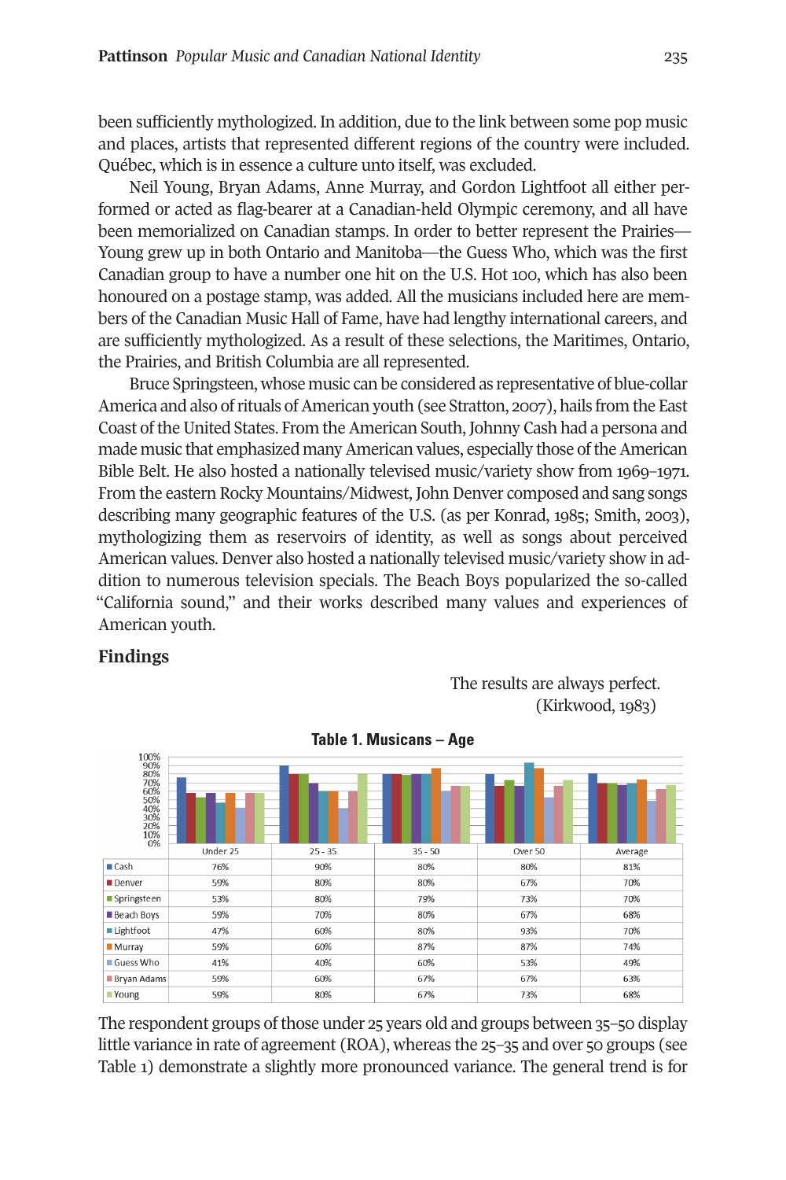been sufficiently mythologized. In addition, due to the link between some pop music and places, artists that represented different regions of the country were included. Québec, which is in essence a culture unto itself, was excluded.

Neil Young, Bryan Adams, Anne Murray, and Gordon Lightfoot all either performed or acted as flag-bearer at a Canadian-held Olympic ceremony, and all have been memorialized on Canadian stamps. In order to better represent the Prairies—Young grew up in both Ontario and Manitoba—the Guess Who, which was the first Canadian group to have a number one hit on the U.S. Hot 100, which has also been honoured on a postage stamp, was added. All the musicians included here are members of the Canadian Music Hall of Fame, have had lengthy international careers, and are sufficiently mythologized. As a result of these selections, the Maritimes, Ontario, the Prairies, and British Columbia are all represented.

Bruce Springsteen, whose music can be considered as representative of blue-collar America and also of rituals of American youth (see Stratton, 2007), hails from the East Coast of the United States. From the American South, Johnny Cash had a persona and made music that emphasized many American values, especially those of the American Bible Belt. He also hosted a nationally televised music/variety show from 1969–1971. From the eastern Rocky Mountains/Midwest, John Denver composed and sang songs describing many geographic features of the U.S. (as per Konrad, 1985; Smith, 2003), mythologizing them as reservoirs of identity, as well as songs about perceived American values. Denver also hosted a nationally televised music/variety show in addition to numerous television specials. The Beach Boys popularized the so-called "California sound," and their works described many values and experiences of American youth.

## Findings

> The results are always perfect.
> (Kirkwood, 1983)

**Table 1. Musicans – Age**

100%
90%
80%
70%
60%
50%
40%
30%
20%
10%
0%

| | Under 25 | 25 - 35 | 35 - 50 | Over 50 | Average |
|---|---|---|---|---|---|
| Cash | 76% | 90% | 80% | 80% | 81% |
| Denver | 59% | 80% | 80% | 67% | 70% |
| Springsteen | 53% | 80% | 79% | 73% | 70% |
| Beach Boys | 59% | 70% | 80% | 67% | 68% |
| Lightfoot | 47% | 60% | 80% | 93% | 70% |
| Murray | 59% | 60% | 87% | 87% | 74% |
| Guess Who | 41% | 40% | 60% | 53% | 49% |
| Bryan Adams | 59% | 60% | 67% | 67% | 63% |
| Young | 59% | 80% | 67% | 73% | 68% |

The respondent groups of those under 25 years old and groups between 35–50 display little variance in rate of agreement (ROA), whereas the 25–35 and over 50 groups (see Table 1) demonstrate a slightly more pronounced variance. The general trend is for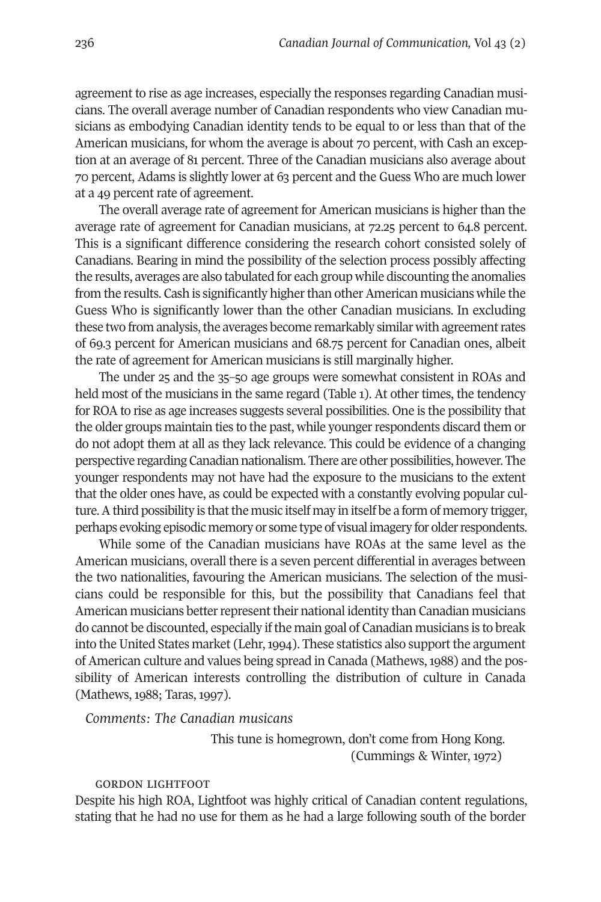agreement to rise as age increases, especially the responses regarding Canadian musicians. The overall average number of Canadian respondents who view Canadian musicians as embodying Canadian identity tends to be equal to or less than that of the American musicians, for whom the average is about 70 percent, with Cash an exception at an average of 81 percent. Three of the Canadian musicians also average about 70 percent, Adams is slightly lower at 63 percent and the Guess Who are much lower at a 49 percent rate of agreement.

The overall average rate of agreement for American musicians is higher than the average rate of agreement for Canadian musicians, at 72.25 percent to 64.8 percent. This is a significant difference considering the research cohort consisted solely of Canadians. Bearing in mind the possibility of the selection process possibly affecting the results, averages are also tabulated for each group while discounting the anomalies from the results. Cash is significantly higher than other American musicians while the Guess Who is significantly lower than the other Canadian musicians. In excluding these two from analysis, the averages become remarkably similar with agreement rates of 69.3 percent for American musicians and 68.75 percent for Canadian ones, albeit the rate of agreement for American musicians is still marginally higher.

The under 25 and the 35–50 age groups were somewhat consistent in ROAs and held most of the musicians in the same regard (Table 1). At other times, the tendency for ROA to rise as age increases suggests several possibilities. One is the possibility that the older groups maintain ties to the past, while younger respondents discard them or do not adopt them at all as they lack relevance. This could be evidence of a changing perspective regarding Canadian nationalism. There are other possibilities, however. The younger respondents may not have had the exposure to the musicians to the extent that the older ones have, as could be expected with a constantly evolving popular culture. A third possibility is that the music itself may in itself be a form of memory trigger, perhaps evoking episodic memory or some type of visual imagery for older respondents.

While some of the Canadian musicians have ROAs at the same level as the American musicians, overall there is a seven percent differential in averages between the two nationalities, favouring the American musicians. The selection of the musicians could be responsible for this, but the possibility that Canadians feel that American musicians better represent their national identity than Canadian musicians do cannot be discounted, especially if the main goal of Canadian musicians is to break into the United States market (Lehr, 1994). These statistics also support the argument of American culture and values being spread in Canada (Mathews, 1988) and the possibility of American interests controlling the distribution of culture in Canada (Mathews, 1988; Taras, 1997).

### *Comments: The Canadian musicans*

> This tune is homegrown, don't come from Hong Kong.
> (Cummings & Winter, 1972)

#### GORDON LIGHTFOOT

Despite his high ROA, Lightfoot was highly critical of Canadian content regulations, stating that he had no use for them as he had a large following south of the border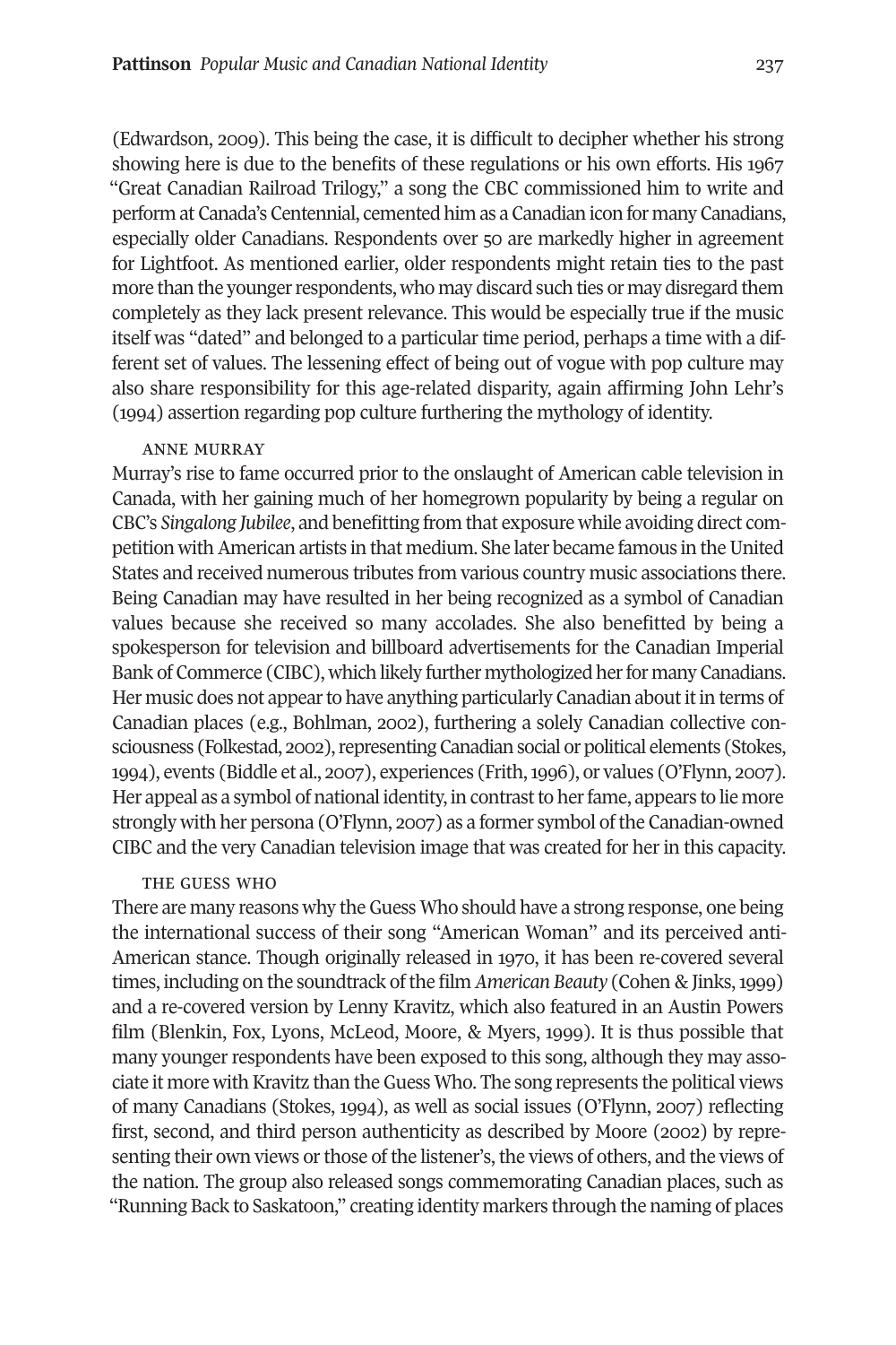(Edwardson, 2009). This being the case, it is difficult to decipher whether his strong showing here is due to the benefits of these regulations or his own efforts. His 1967 "Great Canadian Railroad Trilogy," a song the CBC commissioned him to write and perform at Canada's Centennial, cemented him as a Canadian icon for many Canadians, especially older Canadians. Respondents over 50 are markedly higher in agreement for Lightfoot. As mentioned earlier, older respondents might retain ties to the past more than the younger respondents, who may discard such ties or may disregard them completely as they lack present relevance. This would be especially true if the music itself was "dated" and belonged to a particular time period, perhaps a time with a different set of values. The lessening effect of being out of vogue with pop culture may also share responsibility for this age-related disparity, again affirming John Lehr's (1994) assertion regarding pop culture furthering the mythology of identity.

#### ANNE MURRAY

Murray's rise to fame occurred prior to the onslaught of American cable television in Canada, with her gaining much of her homegrown popularity by being a regular on CBC's *Singalong Jubilee*, and benefitting from that exposure while avoiding direct competition with American artists in that medium. She later became famous in the United States and received numerous tributes from various country music associations there. Being Canadian may have resulted in her being recognized as a symbol of Canadian values because she received so many accolades. She also benefitted by being a spokesperson for television and billboard advertisements for the Canadian Imperial Bank of Commerce (CIBC), which likely further mythologized her for many Canadians. Her music does not appear to have anything particularly Canadian about it in terms of Canadian places (e.g., Bohlman, 2002), furthering a solely Canadian collective consciousness (Folkestad, 2002), representing Canadian social or political elements (Stokes, 1994), events (Biddle et al., 2007), experiences (Frith, 1996), or values (O'Flynn, 2007). Her appeal as a symbol of national identity, in contrast to her fame, appears to lie more strongly with her persona (O'Flynn, 2007) as a former symbol of the Canadian-owned CIBC and the very Canadian television image that was created for her in this capacity.

#### THE GUESS WHO

There are many reasons why the Guess Who should have a strong response, one being the international success of their song "American Woman" and its perceived anti-American stance. Though originally released in 1970, it has been re-covered several times, including on the soundtrack of the film *American Beauty* (Cohen & Jinks, 1999) and a re-covered version by Lenny Kravitz, which also featured in an Austin Powers film (Blenkin, Fox, Lyons, McLeod, Moore, & Myers, 1999). It is thus possible that many younger respondents have been exposed to this song, although they may associate it more with Kravitz than the Guess Who. The song represents the political views of many Canadians (Stokes, 1994), as well as social issues (O'Flynn, 2007) reflecting first, second, and third person authenticity as described by Moore (2002) by representing their own views or those of the listener's, the views of others, and the views of the nation. The group also released songs commemorating Canadian places, such as "Running Back to Saskatoon," creating identity markers through the naming of places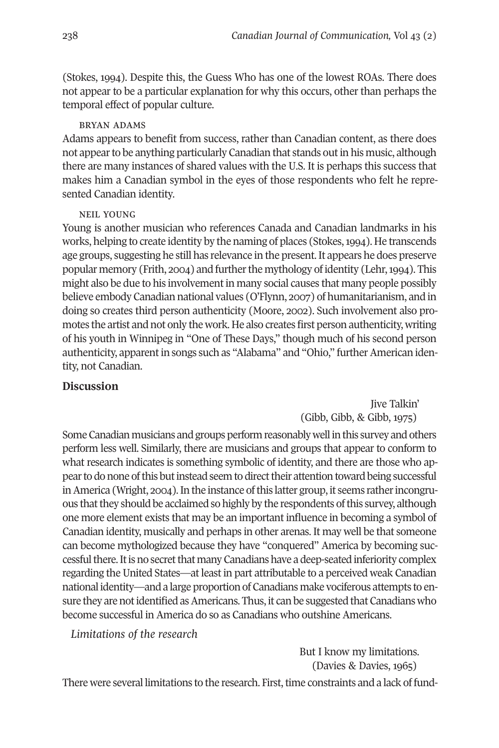(Stokes, 1994). Despite this, the Guess Who has one of the lowest ROAs. There does not appear to be a particular explanation for why this occurs, other than perhaps the temporal effect of popular culture.

#### BRYAN ADAMS

Adams appears to benefit from success, rather than Canadian content, as there does not appear to be anything particularly Canadian that stands out in his music, although there are many instances of shared values with the U.S. It is perhaps this success that makes him a Canadian symbol in the eyes of those respondents who felt he represented Canadian identity.

#### NEIL YOUNG

Young is another musician who references Canada and Canadian landmarks in his works, helping to create identity by the naming of places (Stokes, 1994). He transcends age groups, suggesting he still has relevance in the present. It appears he does preserve popular memory (Frith, 2004) and further the mythology of identity (Lehr, 1994). This might also be due to his involvement in many social causes that many people possibly believe embody Canadian national values (O'Flynn, 2007) of humanitarianism, and in doing so creates third person authenticity (Moore, 2002). Such involvement also promotes the artist and not only the work. He also creates first person authenticity, writing of his youth in Winnipeg in "One of These Days," though much of his second person authenticity, apparent in songs such as "Alabama" and "Ohio," further American identity, not Canadian.

## Discussion

Jive Talkin'
(Gibb, Gibb, & Gibb, 1975)

Some Canadian musicians and groups perform reasonably well in this survey and others perform less well. Similarly, there are musicians and groups that appear to conform to what research indicates is something symbolic of identity, and there are those who appear to do none of this but instead seem to direct their attention toward being successful in America (Wright, 2004). In the instance of this latter group, it seems rather incongruous that they should be acclaimed so highly by the respondents of this survey, although one more element exists that may be an important influence in becoming a symbol of Canadian identity, musically and perhaps in other arenas. It may well be that someone can become mythologized because they have "conquered" America by becoming successful there. It is no secret that many Canadians have a deep-seated inferiority complex regarding the United States—at least in part attributable to a perceived weak Canadian national identity—and a large proportion of Canadians make vociferous attempts to ensure they are not identified as Americans. Thus, it can be suggested that Canadians who become successful in America do so as Canadians who outshine Americans.

### *Limitations of the research*

But I know my limitations.
(Davies & Davies, 1965)

There were several limitations to the research. First, time constraints and a lack of fund-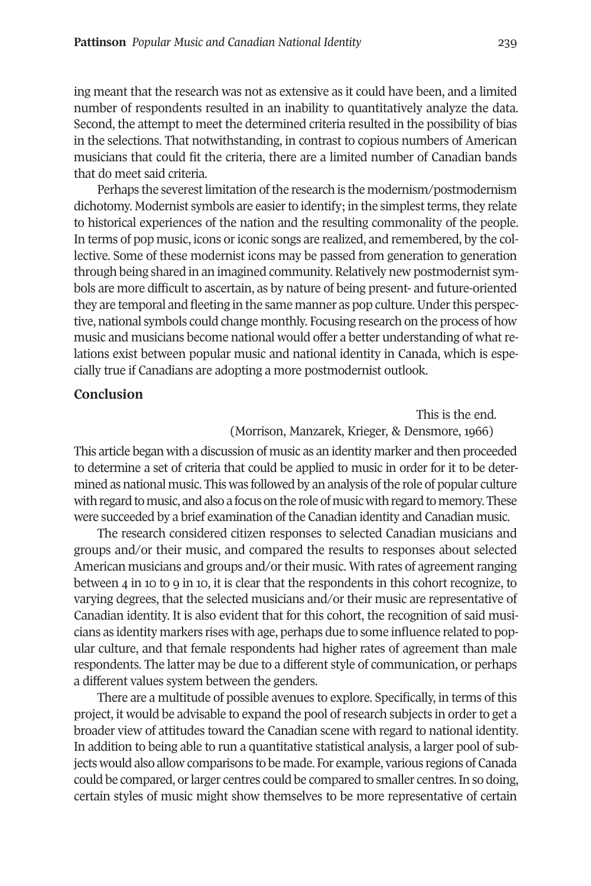ing meant that the research was not as extensive as it could have been, and a limited number of respondents resulted in an inability to quantitatively analyze the data. Second, the attempt to meet the determined criteria resulted in the possibility of bias in the selections. That notwithstanding, in contrast to copious numbers of American musicians that could fit the criteria, there are a limited number of Canadian bands that do meet said criteria.

Perhaps the severest limitation of the research is the modernism/postmodernism dichotomy. Modernist symbols are easier to identify; in the simplest terms, they relate to historical experiences of the nation and the resulting commonality of the people. In terms of pop music, icons or iconic songs are realized, and remembered, by the collective. Some of these modernist icons may be passed from generation to generation through being shared in an imagined community. Relatively new postmodernist symbols are more difficult to ascertain, as by nature of being present- and future-oriented they are temporal and fleeting in the same manner as pop culture. Under this perspective, national symbols could change monthly. Focusing research on the process of how music and musicians become national would offer a better understanding of what relations exist between popular music and national identity in Canada, which is especially true if Canadians are adopting a more postmodernist outlook.

## Conclusion

> This is the end.
> (Morrison, Manzarek, Krieger, & Densmore, 1966)

This article began with a discussion of music as an identity marker and then proceeded to determine a set of criteria that could be applied to music in order for it to be determined as national music. This was followed by an analysis of the role of popular culture with regard to music, and also a focus on the role of music with regard to memory. These were succeeded by a brief examination of the Canadian identity and Canadian music.

The research considered citizen responses to selected Canadian musicians and groups and/or their music, and compared the results to responses about selected American musicians and groups and/or their music. With rates of agreement ranging between 4 in 10 to 9 in 10, it is clear that the respondents in this cohort recognize, to varying degrees, that the selected musicians and/or their music are representative of Canadian identity. It is also evident that for this cohort, the recognition of said musicians as identity markers rises with age, perhaps due to some influence related to popular culture, and that female respondents had higher rates of agreement than male respondents. The latter may be due to a different style of communication, or perhaps a different values system between the genders.

There are a multitude of possible avenues to explore. Specifically, in terms of this project, it would be advisable to expand the pool of research subjects in order to get a broader view of attitudes toward the Canadian scene with regard to national identity. In addition to being able to run a quantitative statistical analysis, a larger pool of subjects would also allow comparisons to be made. For example, various regions of Canada could be compared, or larger centres could be compared to smaller centres. In so doing, certain styles of music might show themselves to be more representative of certain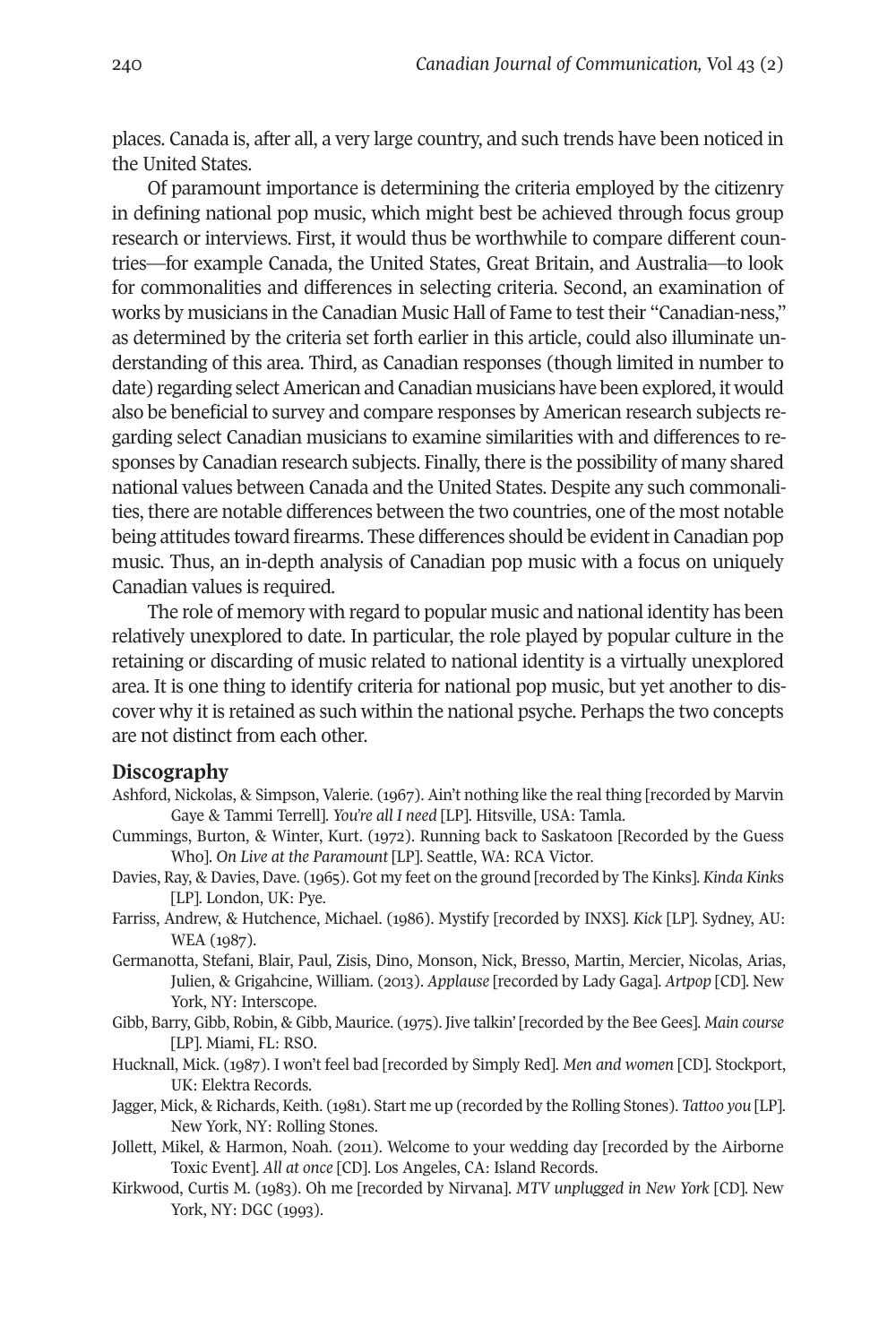places. Canada is, after all, a very large country, and such trends have been noticed in the United States.

Of paramount importance is determining the criteria employed by the citizenry in defining national pop music, which might best be achieved through focus group research or interviews. First, it would thus be worthwhile to compare different countries—for example Canada, the United States, Great Britain, and Australia—to look for commonalities and differences in selecting criteria. Second, an examination of works by musicians in the Canadian Music Hall of Fame to test their "Canadian-ness," as determined by the criteria set forth earlier in this article, could also illuminate understanding of this area. Third, as Canadian responses (though limited in number to date) regarding select American and Canadian musicians have been explored, it would also be beneficial to survey and compare responses by American research subjects regarding select Canadian musicians to examine similarities with and differences to responses by Canadian research subjects. Finally, there is the possibility of many shared national values between Canada and the United States. Despite any such commonalities, there are notable differences between the two countries, one of the most notable being attitudes toward firearms. These differences should be evident in Canadian pop music. Thus, an in-depth analysis of Canadian pop music with a focus on uniquely Canadian values is required.

The role of memory with regard to popular music and national identity has been relatively unexplored to date. In particular, the role played by popular culture in the retaining or discarding of music related to national identity is a virtually unexplored area. It is one thing to identify criteria for national pop music, but yet another to discover why it is retained as such within the national psyche. Perhaps the two concepts are not distinct from each other.

## Discography

Ashford, Nickolas, & Simpson, Valerie. (1967). Ain't nothing like the real thing [recorded by Marvin Gaye & Tammi Terrell]. *You're all I need* [LP]. Hitsville, USA: Tamla.

Cummings, Burton, & Winter, Kurt. (1972). Running back to Saskatoon [Recorded by the Guess Who]. *On Live at the Paramount* [LP]. Seattle, WA: RCA Victor.

Davies, Ray, & Davies, Dave. (1965). Got my feet on the ground [recorded by The Kinks]. *Kinda Kinks* [LP]. London, UK: Pye.

Farriss, Andrew, & Hutchence, Michael. (1986). Mystify [recorded by INXS]. *Kick* [LP]. Sydney, AU: WEA (1987).

Germanotta, Stefani, Blair, Paul, Zisis, Dino, Monson, Nick, Bresso, Martin, Mercier, Nicolas, Arias, Julien, & Grigahcine, William. (2013). *Applause* [recorded by Lady Gaga]. *Artpop* [CD]. New York, NY: Interscope.

Gibb, Barry, Gibb, Robin, & Gibb, Maurice. (1975). Jive talkin' [recorded by the Bee Gees]. *Main course* [LP]. Miami, FL: RSO.

Hucknall, Mick. (1987). I won't feel bad [recorded by Simply Red]. *Men and women* [CD]. Stockport, UK: Elektra Records.

Jagger, Mick, & Richards, Keith. (1981). Start me up (recorded by the Rolling Stones). *Tattoo you* [LP]. New York, NY: Rolling Stones.

Jollett, Mikel, & Harmon, Noah. (2011). Welcome to your wedding day [recorded by the Airborne Toxic Event]. *All at once* [CD]. Los Angeles, CA: Island Records.

Kirkwood, Curtis M. (1983). Oh me [recorded by Nirvana]. *MTV unplugged in New York* [CD]. New York, NY: DGC (1993).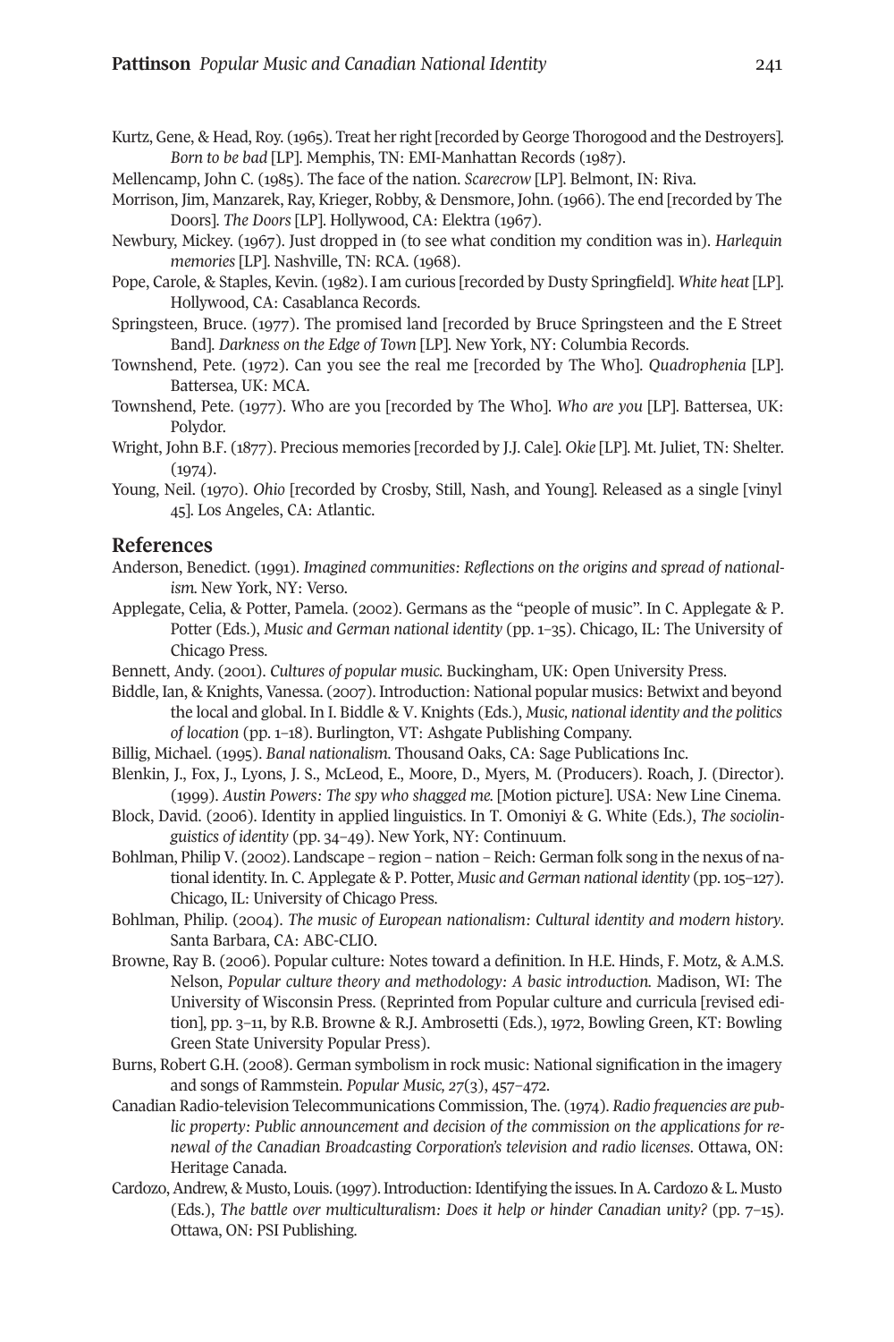Kurtz, Gene, & Head, Roy. (1965). Treat her right [recorded by George Thorogood and the Destroyers]. *Born to be bad* [LP]. Memphis, TN: EMI-Manhattan Records (1987).

Mellencamp, John C. (1985). The face of the nation. *Scarecrow* [LP]. Belmont, IN: Riva.

Morrison, Jim, Manzarek, Ray, Krieger, Robby, & Densmore, John. (1966). The end [recorded by The Doors]. *The Doors* [LP]. Hollywood, CA: Elektra (1967).

Newbury, Mickey. (1967). Just dropped in (to see what condition my condition was in). *Harlequin memories* [LP]. Nashville, TN: RCA. (1968).

Pope, Carole, & Staples, Kevin. (1982). I am curious [recorded by Dusty Springfield]. *White heat* [LP]. Hollywood, CA: Casablanca Records.

Springsteen, Bruce. (1977). The promised land [recorded by Bruce Springsteen and the E Street Band]. *Darkness on the Edge of Town* [LP]. New York, NY: Columbia Records.

Townshend, Pete. (1972). Can you see the real me [recorded by The Who]. *Quadrophenia* [LP]. Battersea, UK: MCA.

Townshend, Pete. (1977). Who are you [recorded by The Who]. *Who are you* [LP]. Battersea, UK: Polydor.

Wright, John B.F. (1877). Precious memories [recorded by J.J. Cale]. *Okie* [LP]. Mt. Juliet, TN: Shelter. (1974).

Young, Neil. (1970). *Ohio* [recorded by Crosby, Still, Nash, and Young]. Released as a single [vinyl 45]. Los Angeles, CA: Atlantic.

## References

Anderson, Benedict. (1991). *Imagined communities: Reflections on the origins and spread of nationalism.* New York, NY: Verso.

Applegate, Celia, & Potter, Pamela. (2002). Germans as the "people of music". In C. Applegate & P. Potter (Eds.), *Music and German national identity* (pp. 1–35). Chicago, IL: The University of Chicago Press.

Bennett, Andy. (2001). *Cultures of popular music.* Buckingham, UK: Open University Press.

Biddle, Ian, & Knights, Vanessa. (2007). Introduction: National popular musics: Betwixt and beyond the local and global. In I. Biddle & V. Knights (Eds.), *Music, national identity and the politics of location* (pp. 1–18). Burlington, VT: Ashgate Publishing Company.

Billig, Michael. (1995). *Banal nationalism.* Thousand Oaks, CA: Sage Publications Inc.

Blenkin, J., Fox, J., Lyons, J. S., McLeod, E., Moore, D., Myers, M. (Producers). Roach, J. (Director). (1999). *Austin Powers: The spy who shagged me.* [Motion picture]. USA: New Line Cinema.

Block, David. (2006). Identity in applied linguistics. In T. Omoniyi & G. White (Eds.), *The sociolinguistics of identity* (pp. 34–49). New York, NY: Continuum.

Bohlman, Philip V. (2002). Landscape – region – nation – Reich: German folk song in the nexus of national identity. In. C. Applegate & P. Potter, *Music and German national identity* (pp. 105–127). Chicago, IL: University of Chicago Press.

Bohlman, Philip. (2004). *The music of European nationalism: Cultural identity and modern history.* Santa Barbara, CA: ABC-CLIO.

Browne, Ray B. (2006). Popular culture: Notes toward a definition. In H.E. Hinds, F. Motz, & A.M.S. Nelson, *Popular culture theory and methodology: A basic introduction.* Madison, WI: The University of Wisconsin Press. (Reprinted from Popular culture and curricula [revised edition], pp. 3–11, by R.B. Browne & R.J. Ambrosetti (Eds.), 1972, Bowling Green, KT: Bowling Green State University Popular Press).

Burns, Robert G.H. (2008). German symbolism in rock music: National signification in the imagery and songs of Rammstein. *Popular Music, 27*(3), 457–472.

Canadian Radio-television Telecommunications Commission, The. (1974). *Radio frequencies are public property: Public announcement and decision of the commission on the applications for renewal of the Canadian Broadcasting Corporation's television and radio licenses.* Ottawa, ON: Heritage Canada.

Cardozo, Andrew, & Musto, Louis. (1997). Introduction: Identifying the issues. In A. Cardozo & L. Musto (Eds.), *The battle over multiculturalism: Does it help or hinder Canadian unity?* (pp. 7–15). Ottawa, ON: PSI Publishing.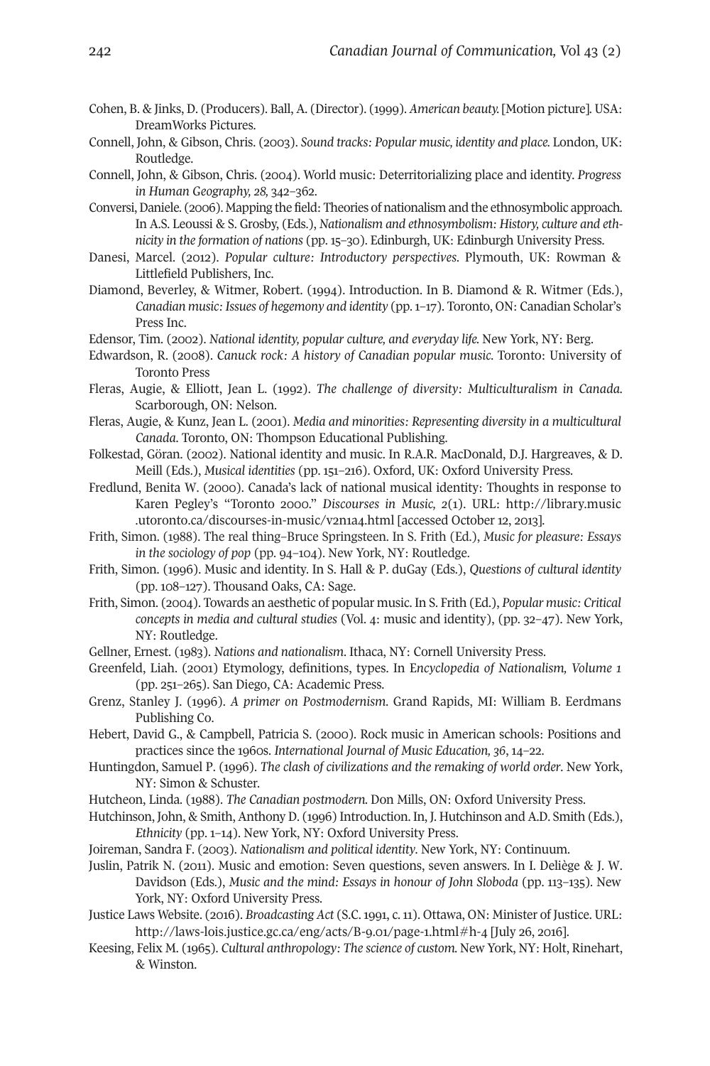Cohen, B. & Jinks, D. (Producers). Ball, A. (Director). (1999). *American beauty.* [Motion picture]. USA: DreamWorks Pictures.

Connell, John, & Gibson, Chris. (2003). *Sound tracks: Popular music, identity and place.* London, UK: Routledge.

Connell, John, & Gibson, Chris. (2004). World music: Deterritorializing place and identity. *Progress in Human Geography, 28,* 342–362.

Conversi, Daniele. (2006). Mapping the field: Theories of nationalism and the ethnosymbolic approach. In A.S. Leoussi & S. Grosby, (Eds.), *Nationalism and ethnosymbolism: History, culture and ethnicity in the formation of nations* (pp. 15–30). Edinburgh, UK: Edinburgh University Press.

Danesi, Marcel. (2012). *Popular culture: Introductory perspectives.* Plymouth, UK: Rowman & Littlefield Publishers, Inc.

Diamond, Beverley, & Witmer, Robert. (1994). Introduction. In B. Diamond & R. Witmer (Eds.), *Canadian music: Issues of hegemony and identity* (pp. 1–17). Toronto, ON: Canadian Scholar's Press Inc.

Edensor, Tim. (2002). *National identity, popular culture, and everyday life.* New York, NY: Berg.

Edwardson, R. (2008). *Canuck rock: A history of Canadian popular music.* Toronto: University of Toronto Press

Fleras, Augie, & Elliott, Jean L. (1992). *The challenge of diversity: Multiculturalism in Canada.* Scarborough, ON: Nelson.

Fleras, Augie, & Kunz, Jean L. (2001). *Media and minorities: Representing diversity in a multicultural Canada.* Toronto, ON: Thompson Educational Publishing.

Folkestad, Göran. (2002). National identity and music. In R.A.R. MacDonald, D.J. Hargreaves, & D. Meill (Eds.), *Musical identities* (pp. 151–216). Oxford, UK: Oxford University Press.

Fredlund, Benita W. (2000). Canada's lack of national musical identity: Thoughts in response to Karen Pegley's "Toronto 2000." *Discourses in Music, 2*(1). URL: http://library.music.utoronto.ca/discourses-in-music/v2n1a4.html [accessed October 12, 2013].

Frith, Simon. (1988). The real thing–Bruce Springsteen. In S. Frith (Ed.), *Music for pleasure: Essays in the sociology of pop* (pp. 94–104). New York, NY: Routledge.

Frith, Simon. (1996). Music and identity. In S. Hall & P. duGay (Eds.), *Questions of cultural identity* (pp. 108–127). Thousand Oaks, CA: Sage.

Frith, Simon. (2004). Towards an aesthetic of popular music. In S. Frith (Ed.), *Popular music: Critical concepts in media and cultural studies* (Vol. 4: music and identity), (pp. 32–47). New York, NY: Routledge.

Gellner, Ernest. (1983). *Nations and nationalism.* Ithaca, NY: Cornell University Press.

Greenfeld, Liah. (2001) Etymology, definitions, types. In E*ncyclopedia of Nationalism, Volume 1* (pp. 251–265). San Diego, CA: Academic Press.

Grenz, Stanley J. (1996). *A primer on Postmodernism.* Grand Rapids, MI: William B. Eerdmans Publishing Co.

Hebert, David G., & Campbell, Patricia S. (2000). Rock music in American schools: Positions and practices since the 1960s. *International Journal of Music Education, 36*, 14–22.

Huntingdon, Samuel P. (1996). *The clash of civilizations and the remaking of world order.* New York, NY: Simon & Schuster.

Hutcheon, Linda. (1988). *The Canadian postmodern.* Don Mills, ON: Oxford University Press.

Hutchinson, John, & Smith, Anthony D. (1996) Introduction. In, J. Hutchinson and A.D. Smith (Eds.), *Ethnicity* (pp. 1–14). New York, NY: Oxford University Press.

Joireman, Sandra F. (2003). *Nationalism and political identity.* New York, NY: Continuum.

Juslin, Patrik N. (2011). Music and emotion: Seven questions, seven answers. In I. Deliège & J. W. Davidson (Eds.), *Music and the mind: Essays in honour of John Sloboda* (pp. 113–135). New York, NY: Oxford University Press.

Justice Laws Website. (2016). *Broadcasting Act* (S.C. 1991, c. 11). Ottawa, ON: Minister of Justice. URL: http://laws-lois.justice.gc.ca/eng/acts/B-9.01/page-1.html#h-4 [July 26, 2016].

Keesing, Felix M. (1965). *Cultural anthropology: The science of custom.* New York, NY: Holt, Rinehart, & Winston.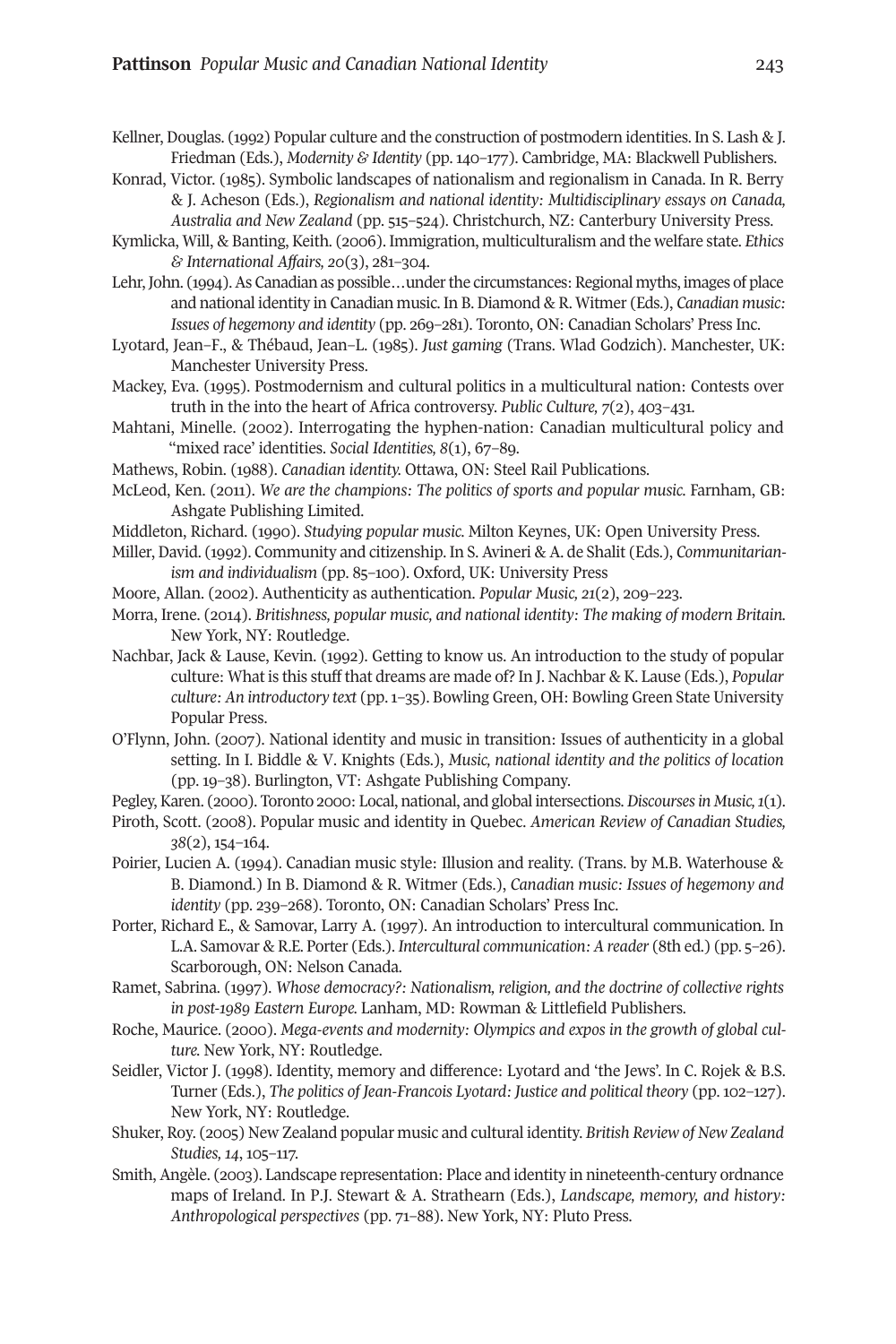Kellner, Douglas. (1992) Popular culture and the construction of postmodern identities. In S. Lash & J. Friedman (Eds.), *Modernity & Identity* (pp. 140–177). Cambridge, MA: Blackwell Publishers.

Konrad, Victor. (1985). Symbolic landscapes of nationalism and regionalism in Canada. In R. Berry & J. Acheson (Eds.), *Regionalism and national identity: Multidisciplinary essays on Canada, Australia and New Zealand* (pp. 515–524). Christchurch, NZ: Canterbury University Press.

Kymlicka, Will, & Banting, Keith. (2006). Immigration, multiculturalism and the welfare state. *Ethics & International Affairs, 20*(3), 281–304.

Lehr, John. (1994). As Canadian as possible…under the circumstances: Regional myths, images of place and national identity in Canadian music. In B. Diamond & R. Witmer (Eds.), *Canadian music: Issues of hegemony and identity* (pp. 269–281). Toronto, ON: Canadian Scholars' Press Inc.

Lyotard, Jean–F., & Thébaud, Jean–L. (1985). *Just gaming* (Trans. Wlad Godzich). Manchester, UK: Manchester University Press.

Mackey, Eva. (1995). Postmodernism and cultural politics in a multicultural nation: Contests over truth in the into the heart of Africa controversy. *Public Culture, 7*(2), 403–431.

Mahtani, Minelle. (2002). Interrogating the hyphen-nation: Canadian multicultural policy and "mixed race' identities. *Social Identities, 8*(1), 67–89.

Mathews, Robin. (1988). *Canadian identity.* Ottawa, ON: Steel Rail Publications.

McLeod, Ken. (2011). *We are the champions: The politics of sports and popular music.* Farnham, GB: Ashgate Publishing Limited.

Middleton, Richard. (1990). *Studying popular music.* Milton Keynes, UK: Open University Press.

Miller, David. (1992). Community and citizenship. In S. Avineri & A. de Shalit (Eds.), *Communitarianism and individualism* (pp. 85–100). Oxford, UK: University Press

Moore, Allan. (2002). Authenticity as authentication. *Popular Music, 21*(2), 209–223.

Morra, Irene. (2014). *Britishness, popular music, and national identity: The making of modern Britain.* New York, NY: Routledge.

Nachbar, Jack & Lause, Kevin. (1992). Getting to know us. An introduction to the study of popular culture: What is this stuff that dreams are made of? In J. Nachbar & K. Lause (Eds.), *Popular culture: An introductory text* (pp. 1–35). Bowling Green, OH: Bowling Green State University Popular Press.

O'Flynn, John. (2007). National identity and music in transition: Issues of authenticity in a global setting. In I. Biddle & V. Knights (Eds.), *Music, national identity and the politics of location* (pp. 19–38). Burlington, VT: Ashgate Publishing Company.

Pegley, Karen. (2000). Toronto 2000: Local, national, and global intersections. *Discourses in Music, 1*(1).

Piroth, Scott. (2008). Popular music and identity in Quebec. *American Review of Canadian Studies, 38*(2), 154–164.

Poirier, Lucien A. (1994). Canadian music style: Illusion and reality. (Trans. by M.B. Waterhouse & B. Diamond.) In B. Diamond & R. Witmer (Eds.), *Canadian music: Issues of hegemony and identity* (pp. 239–268). Toronto, ON: Canadian Scholars' Press Inc.

Porter, Richard E., & Samovar, Larry A. (1997). An introduction to intercultural communication. In L.A. Samovar & R.E. Porter (Eds.). *Intercultural communication: A reader* (8th ed.) (pp. 5–26). Scarborough, ON: Nelson Canada.

Ramet, Sabrina. (1997). *Whose democracy?: Nationalism, religion, and the doctrine of collective rights in post-1989 Eastern Europe.* Lanham, MD: Rowman & Littlefield Publishers.

Roche, Maurice. (2000). *Mega-events and modernity: Olympics and expos in the growth of global culture.* New York, NY: Routledge.

Seidler, Victor J. (1998). Identity, memory and difference: Lyotard and 'the Jews'. In C. Rojek & B.S. Turner (Eds.), *The politics of Jean-Francois Lyotard: Justice and political theory* (pp. 102–127). New York, NY: Routledge.

Shuker, Roy. (2005) New Zealand popular music and cultural identity. *British Review of New Zealand Studies, 14*, 105–117.

Smith, Angèle. (2003). Landscape representation: Place and identity in nineteenth-century ordnance maps of Ireland. In P.J. Stewart & A. Strathearn (Eds.), *Landscape, memory, and history: Anthropological perspectives* (pp. 71–88). New York, NY: Pluto Press.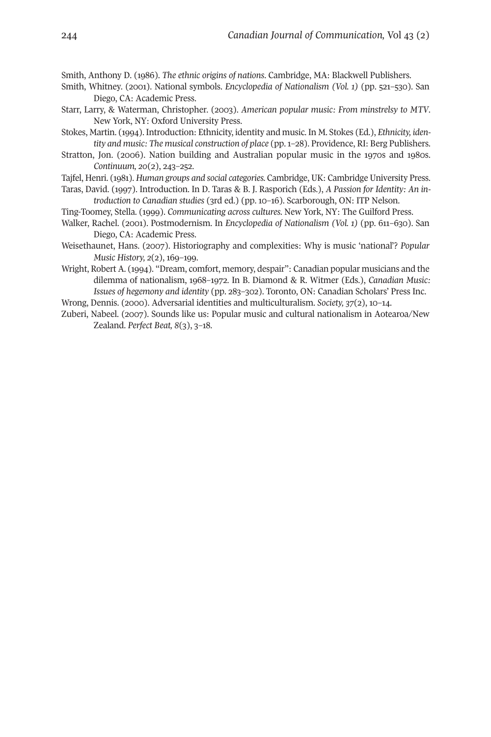Smith, Anthony D. (1986). *The ethnic origins of nations*. Cambridge, MA: Blackwell Publishers.

Smith, Whitney. (2001). National symbols. *Encyclopedia of Nationalism (Vol. 1)* (pp. 521–530). San Diego, CA: Academic Press.

Starr, Larry, & Waterman, Christopher. (2003). *American popular music: From minstrelsy to MTV*. New York, NY: Oxford University Press.

Stokes, Martin. (1994). Introduction: Ethnicity, identity and music. In M. Stokes (Ed.), *Ethnicity, identity and music: The musical construction of place* (pp. 1–28). Providence, RI: Berg Publishers.

Stratton, Jon. (2006). Nation building and Australian popular music in the 1970s and 1980s. *Continuum, 20*(2), 243–252.

Tajfel, Henri. (1981). *Human groups and social categories.* Cambridge, UK: Cambridge University Press.

Taras, David. (1997). Introduction. In D. Taras & B. J. Rasporich (Eds.), *A Passion for Identity: An introduction to Canadian studies* (3rd ed.) (pp. 10–16). Scarborough, ON: ITP Nelson.

Ting-Toomey, Stella. (1999). *Communicating across cultures.* New York, NY: The Guilford Press.

Walker, Rachel. (2001). Postmodernism. In *Encyclopedia of Nationalism (Vol. 1)* (pp. 611–630). San Diego, CA: Academic Press.

Weisethaunet, Hans. (2007). Historiography and complexities: Why is music 'national'? *Popular Music History, 2*(2), 169–199.

Wright, Robert A. (1994). "Dream, comfort, memory, despair": Canadian popular musicians and the dilemma of nationalism, 1968–1972. In B. Diamond & R. Witmer (Eds.), *Canadian Music: Issues of hegemony and identity* (pp. 283–302). Toronto, ON: Canadian Scholars' Press Inc.

Wrong, Dennis. (2000). Adversarial identities and multiculturalism. *Society, 37*(2), 10–14.

Zuberi, Nabeel. (2007). Sounds like us: Popular music and cultural nationalism in Aotearoa/New Zealand. *Perfect Beat, 8*(3), 3–18.